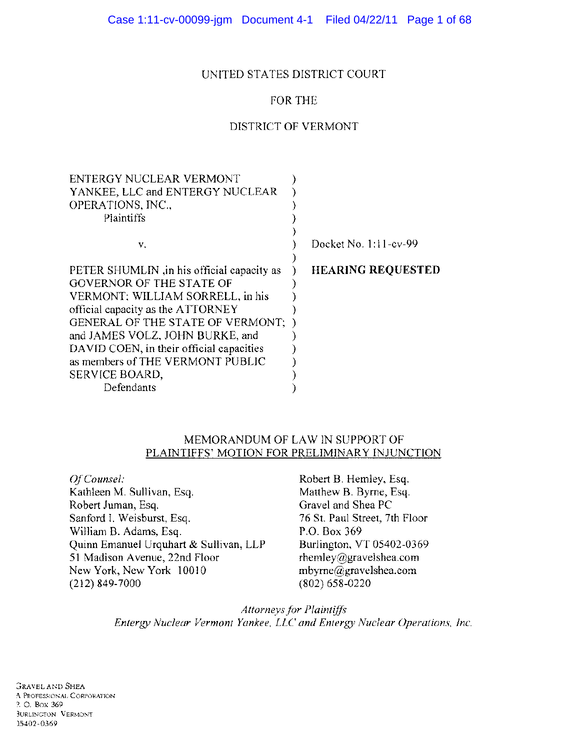UNITED STATES DISTRICT COURT

FOR THE

DISTRICT OF VERMONT

| | | |
|---|---|---|
| ENTERGY NUCLEAR VERMONT YANKEE, LLC and ENTERGY NUCLEAR OPERATIONS, INC., Plaintiffs | ) | |
| v. | ) | Docket No. 1:11-cv-99 |
| PETER SHUMLIN ,in his official capacity as GOVERNOR OF THE STATE OF VERMONT; WILLIAM SORRELL, in his official capacity as the ATTORNEY GENERAL OF THE STATE OF VERMONT; and JAMES VOLZ, JOHN BURKE, and DAVID COEN, in their official capacities as members of THE VERMONT PUBLIC SERVICE BOARD, Defendants | ) | **HEARING REQUESTED** |

MEMORANDUM OF LAW IN SUPPORT OF
PLAINTIFFS' MOTION FOR PRELIMINARY INJUNCTION

*Of Counsel:*
Kathleen M. Sullivan, Esq.
Robert Juman, Esq.
Sanford I. Weisburst, Esq.
William B. Adams, Esq.
Quinn Emanuel Urquhart & Sullivan, LLP
51 Madison Avenue, 22nd Floor
New York, New York 10010
(212) 849-7000

Robert B. Hemley, Esq.
Matthew B. Byrne, Esq.
Gravel and Shea PC
76 St. Paul Street, 7th Floor
P.O. Box 369
Burlington, VT 05402-0369
rhemley@gravelshea.com
mbyrne@gravelshea.com
(802) 658-0220

*Attorneys for Plaintiffs*
*Entergy Nuclear Vermont Yankee, LLC and Entergy Nuclear Operations, Inc.*

GRAVEL AND SHEA
A PROFESSIONAL CORPORATION
P. O. BOX 369
BURLINGTON VERMONT
05402-0369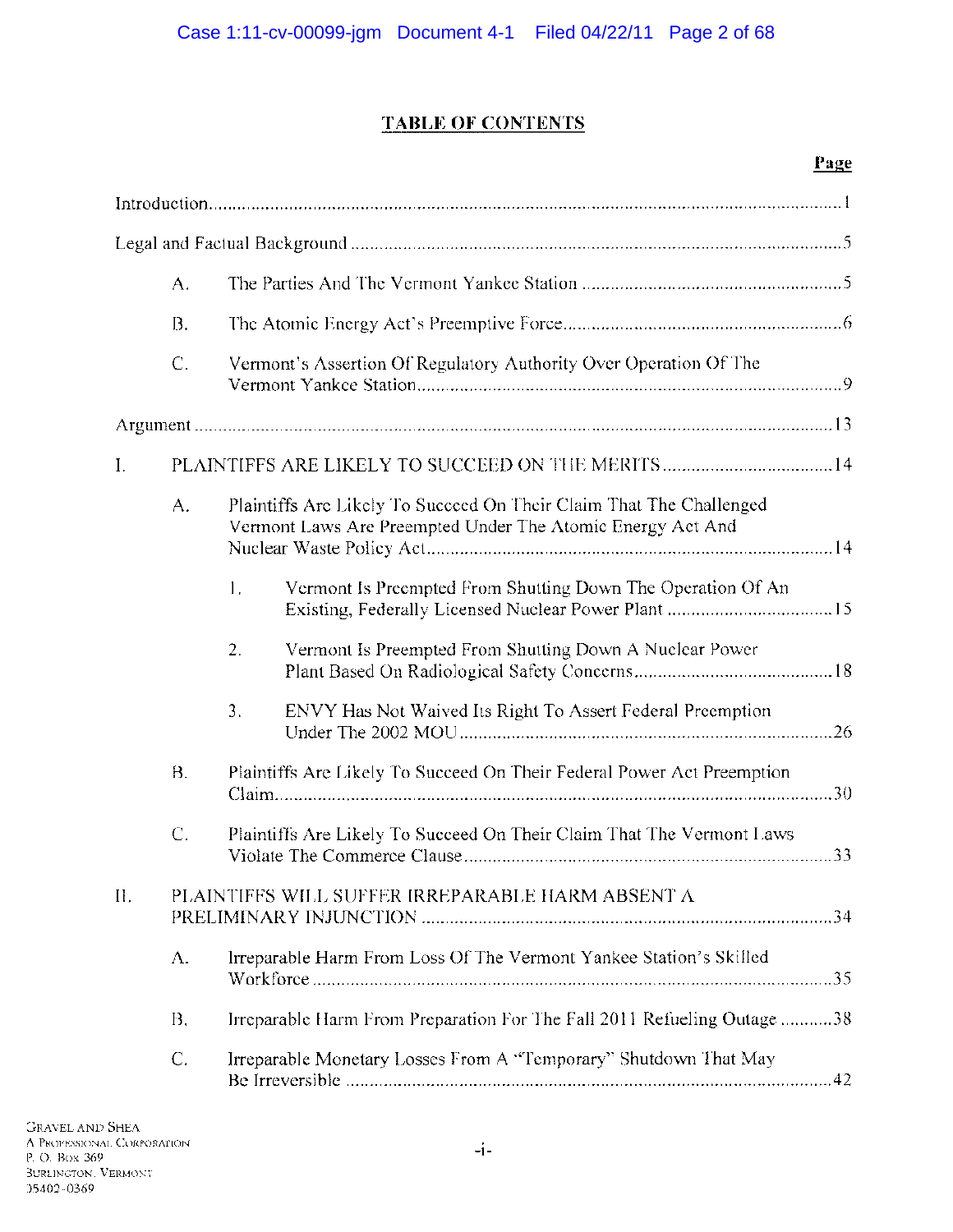## TABLE OF CONTENTS

| | Page |
|---|---|
| Introduction | 1 |
| Legal and Factual Background | 5 |
| A. The Parties And The Vermont Yankee Station | 5 |
| B. The Atomic Energy Act's Preemptive Force | 6 |
| C. Vermont's Assertion Of Regulatory Authority Over Operation Of The Vermont Yankee Station | 9 |
| Argument | 13 |
| I. PLAINTIFFS ARE LIKELY TO SUCCEED ON THE MERITS | 14 |
| A. Plaintiffs Are Likely To Succeed On Their Claim That The Challenged Vermont Laws Are Preempted Under The Atomic Energy Act And Nuclear Waste Policy Act | 14 |
| 1. Vermont Is Preempted From Shutting Down The Operation Of An Existing, Federally Licensed Nuclear Power Plant | 15 |
| 2. Vermont Is Preempted From Shutting Down A Nuclear Power Plant Based On Radiological Safety Concerns | 18 |
| 3. ENVY Has Not Waived Its Right To Assert Federal Preemption Under The 2002 MOU | 26 |
| B. Plaintiffs Are Likely To Succeed On Their Federal Power Act Preemption Claim | 30 |
| C. Plaintiffs Are Likely To Succeed On Their Claim That The Vermont Laws Violate The Commerce Clause | 33 |
| II. PLAINTIFFS WILL SUFFER IRREPARABLE HARM ABSENT A PRELIMINARY INJUNCTION | 34 |
| A. Irreparable Harm From Loss Of The Vermont Yankee Station's Skilled Workforce | 35 |
| B. Irreparable Harm From Preparation For The Fall 2011 Refueling Outage | 38 |
| C. Irreparable Monetary Losses From A "Temporary" Shutdown That May Be Irreversible | 42 |

GRAVEL AND SHEA
A PROFESSIONAL CORPORATION
P. O. Box 369
BURLINGTON, VERMONT
05402-0369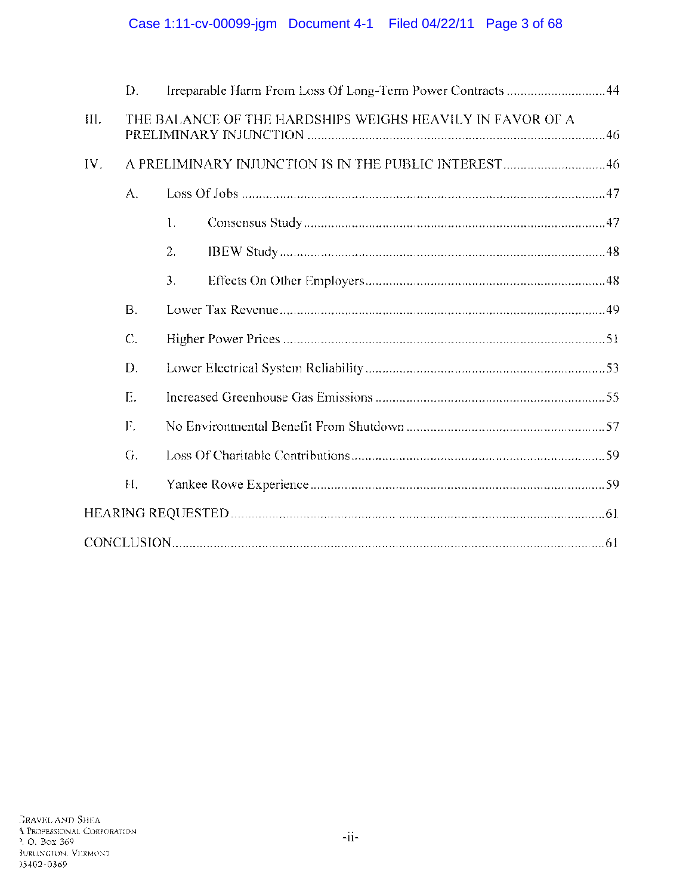D. Irreparable Harm From Loss Of Long-Term Power Contracts ............................44

III. THE BALANCE OF THE HARDSHIPS WEIGHS HEAVILY IN FAVOR OF A PRELIMINARY INJUNCTION ....................................................................................46

IV. A PRELIMINARY INJUNCTION IS IN THE PUBLIC INTEREST ............................46

A. Loss Of Jobs ......................................................................................................47

1. Consensus Study ....................................................................................47

2. IBEW Study ...........................................................................................48

3. Effects On Other Employers ..................................................................48

B. Lower Tax Revenue ...........................................................................................49

C. Higher Power Prices ..........................................................................................51

D. Lower Electrical System Reliability ..................................................................53

E. Increased Greenhouse Gas Emissions ................................................................55

F. No Environmental Benefit From Shutdown .......................................................57

G. Loss Of Charitable Contributions .......................................................................59

H. Yankee Rowe Experience ...................................................................................59

HEARING REQUESTED ..........................................................................................................61

CONCLUSION ...........................................................................................................................61

GRAVEL AND SHEA
A PROFESSIONAL CORPORATION
P. O. BOX 369
BURLINGTON, VERMONT
05402-0369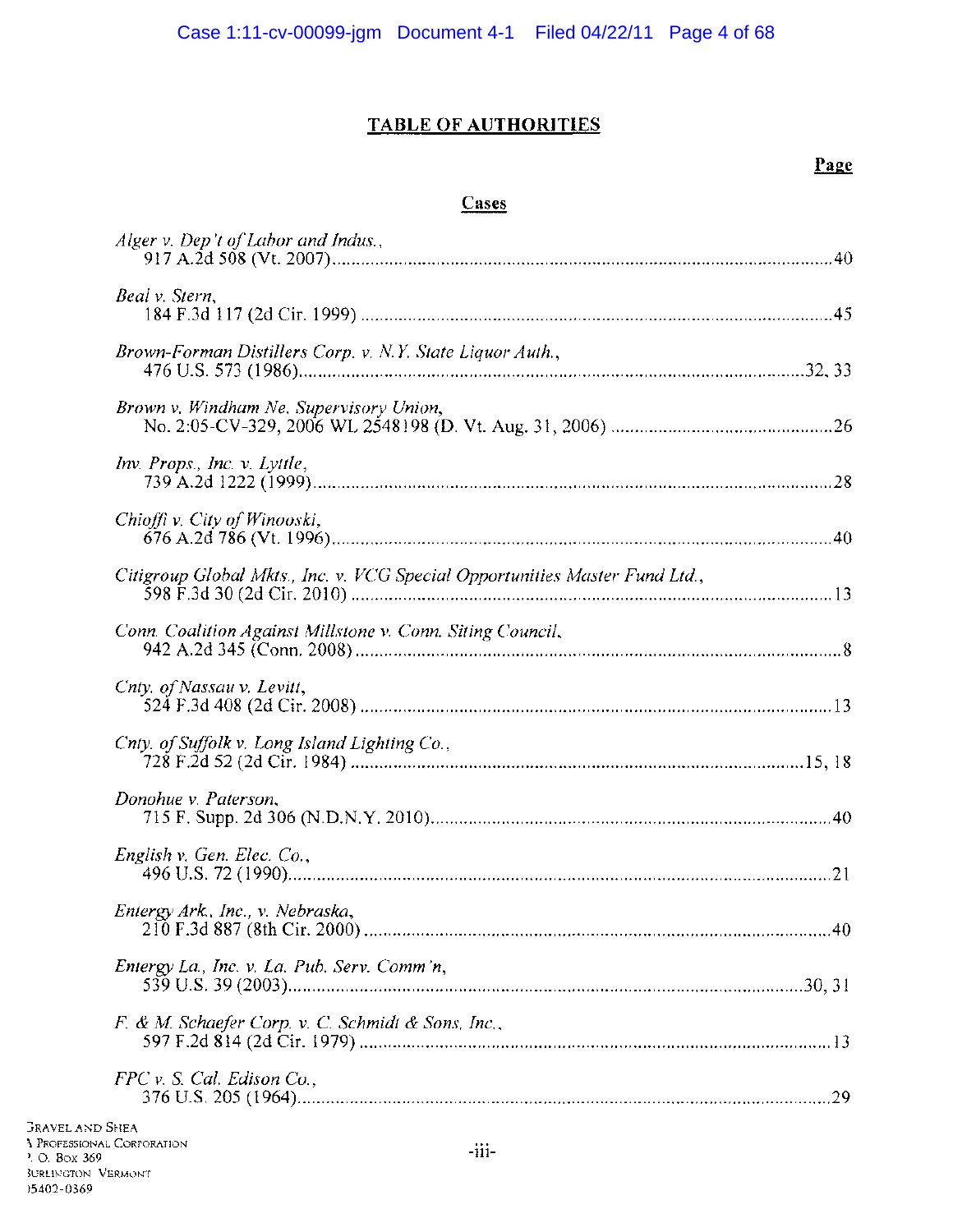## TABLE OF AUTHORITIES

**Page**

**Cases**

*Alger v. Dep't of Labor and Indus.*,
917 A.2d 508 (Vt. 2007)........................................................................................................40

*Beal v. Stern*,
184 F.3d 117 (2d Cir. 1999) ..................................................................................................45

*Brown-Forman Distillers Corp. v. N.Y. State Liquor Auth.*,
476 U.S. 573 (1986).........................................................................................................32, 33

*Brown v. Windham Ne. Supervisory Union*,
No. 2:05-CV-329, 2006 WL 2548198 (D. Vt. Aug. 31, 2006) ..............................................26

*Inv. Props., Inc. v. Lyttle*,
739 A.2d 1222 (1999)..............................................................................................................28

*Chioffi v. City of Winooski*,
676 A.2d 786 (Vt. 1996)........................................................................................................40

*Citigroup Global Mkts., Inc. v. VCG Special Opportunities Master Fund Ltd.*,
598 F.3d 30 (2d Cir. 2010) ....................................................................................................13

*Conn. Coalition Against Millstone v. Conn. Siting Council*,
942 A.2d 345 (Conn. 2008) .......................................................................................................8

*Cnty. of Nassau v. Levitt*,
524 F.3d 408 (2d Cir. 2008) ..................................................................................................13

*Cnty. of Suffolk v. Long Island Lighting Co.*,
728 F.2d 52 (2d Cir. 1984) ...............................................................................................15, 18

*Donohue v. Paterson*,
715 F. Supp. 2d 306 (N.D.N.Y. 2010)....................................................................................40

*English v. Gen. Elec. Co.*,
496 U.S. 72 (1990)...................................................................................................................21

*Entergy Ark., Inc., v. Nebraska*,
210 F.3d 887 (8th Cir. 2000) ..................................................................................................40

*Entergy La., Inc. v. La. Pub. Serv. Comm'n*,
539 U.S. 39 (2003)...........................................................................................................30, 31

*F. & M. Schaefer Corp. v. C. Schmidt & Sons, Inc.*,
597 F.2d 814 (2d Cir. 1979) ..................................................................................................13

*FPC v. S. Cal. Edison Co.*,
376 U.S. 205 (1964).................................................................................................................29

GRAVEL AND SHEA
A PROFESSIONAL CORPORATION
P. O. BOX 369
BURLINGTON, VERMONT
05402-0369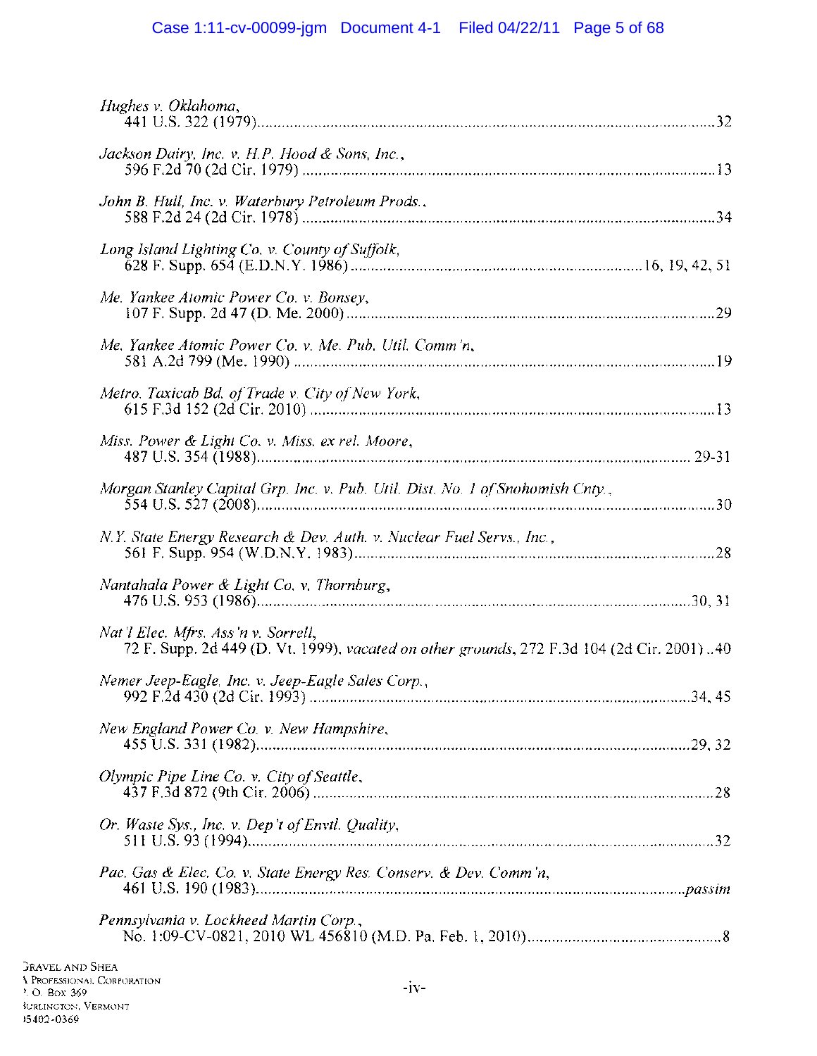*Hughes v. Oklahoma*,
441 U.S. 322 (1979) ........................................................................................................32

*Jackson Dairy, Inc. v. H.P. Hood & Sons, Inc.*,
596 F.2d 70 (2d Cir. 1979) ..............................................................................................13

*John B. Hull, Inc. v. Waterbury Petroleum Prods.*,
588 F.2d 24 (2d Cir. 1978) ..............................................................................................34

*Long Island Lighting Co. v. County of Suffolk*,
628 F. Supp. 654 (E.D.N.Y. 1986) ...................................................................16, 19, 42, 51

*Me. Yankee Atomic Power Co. v. Bonsey*,
107 F. Supp. 2d 47 (D. Me. 2000) ....................................................................................29

*Me. Yankee Atomic Power Co. v. Me. Pub. Util. Comm'n*,
581 A.2d 799 (Me. 1990) ................................................................................................19

*Metro. Taxicab Bd. of Trade v. City of New York*,
615 F.3d 152 (2d Cir. 2010) ............................................................................................13

*Miss. Power & Light Co. v. Miss. ex rel. Moore*,
487 U.S. 354 (1988) ..................................................................................................29-31

*Morgan Stanley Capital Grp. Inc. v. Pub. Util. Dist. No. 1 of Snohomish Cnty.*,
554 U.S. 527 (2008) ........................................................................................................30

*N.Y. State Energy Research & Dev. Auth. v. Nuclear Fuel Servs., Inc.*,
561 F. Supp. 954 (W.D.N.Y. 1983) ..................................................................................28

*Nantahala Power & Light Co. v. Thornburg*,
476 U.S. 953 (1986) ...................................................................................................30, 31

*Nat'l Elec. Mfrs. Ass'n v. Sorrell*,
72 F. Supp. 2d 449 (D. Vt. 1999), *vacated on other grounds*, 272 F.3d 104 (2d Cir. 2001) ..40

*Nemer Jeep-Eagle, Inc. v. Jeep-Eagle Sales Corp.*,
992 F.2d 430 (2d Cir. 1993) ........................................................................................34, 45

*New England Power Co. v. New Hampshire*,
455 U.S. 331 (1982) ...................................................................................................29, 32

*Olympic Pipe Line Co. v. City of Seattle*,
437 F.3d 872 (9th Cir. 2006) ..........................................................................................28

*Or. Waste Sys., Inc. v. Dep't of Envtl. Quality*,
511 U.S. 93 (1994) ..........................................................................................................32

*Pac. Gas & Elec. Co. v. State Energy Res. Conserv. & Dev. Comm'n*,
461 U.S. 190 (1983) ..................................................................................................*passim*

*Pennsylvania v. Lockheed Martin Corp.*,
No. 1:09-CV-0821, 2010 WL 456810 (M.D. Pa. Feb. 1, 2010) ..........................................8

GRAVEL AND SHEA
A PROFESSIONAL CORPORATION
P. O. BOX 369
BURLINGTON, VERMONT
05402-0369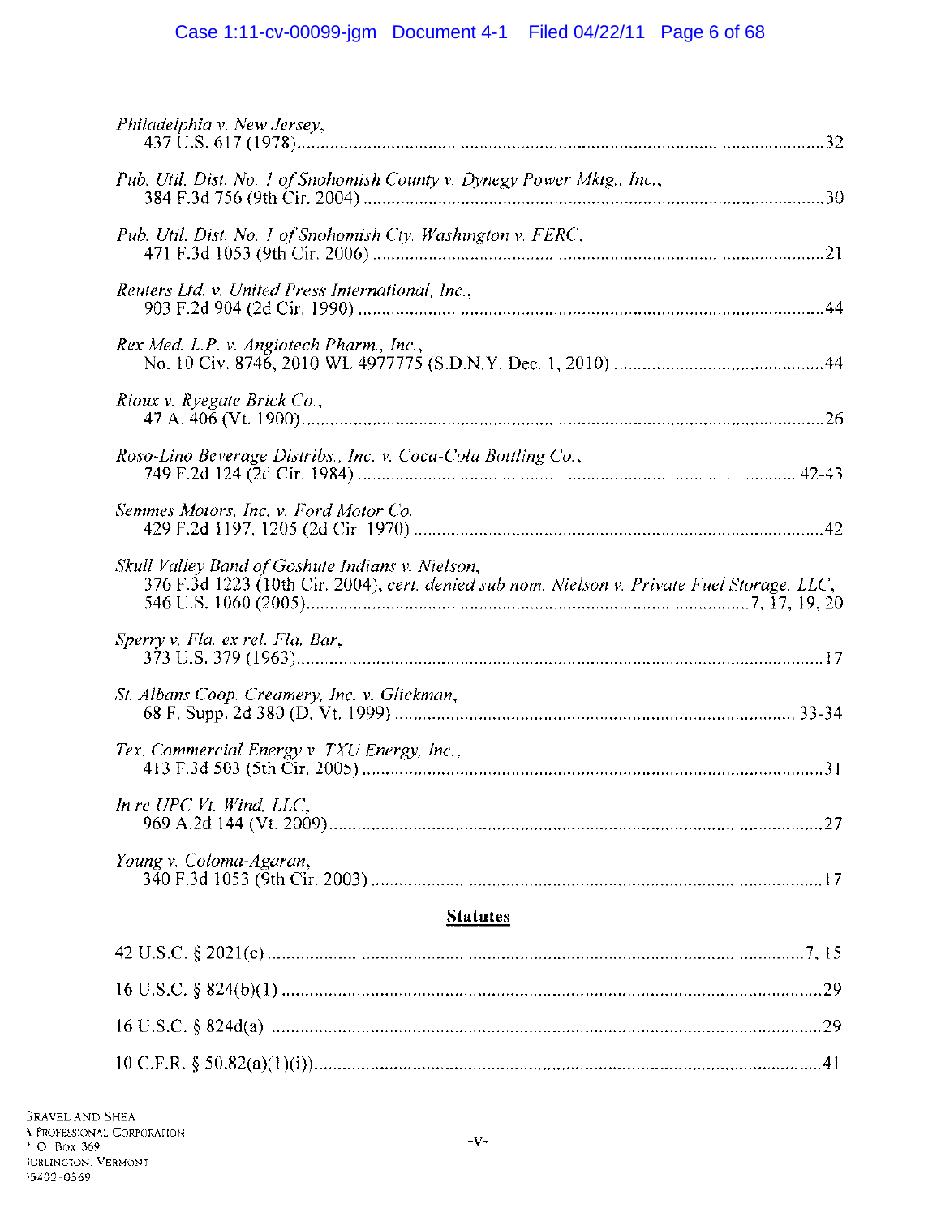*Philadelphia v. New Jersey*,
437 U.S. 617 (1978)....................................................................................................................32

*Pub. Util. Dist. No. 1 of Snohomish County v. Dynegy Power Mktg., Inc.*,
384 F.3d 756 (9th Cir. 2004) ....................................................................................................30

*Pub. Util. Dist. No. 1 of Snohomish Cty. Washington v. FERC*,
471 F.3d 1053 (9th Cir. 2006) ..................................................................................................21

*Reuters Ltd. v. United Press International, Inc.*,
903 F.2d 904 (2d Cir. 1990) .....................................................................................................44

*Rex Med. L.P. v. Angiotech Pharm., Inc.*,
No. 10 Civ. 8746, 2010 WL 4977775 (S.D.N.Y. Dec. 1, 2010) ..............................................44

*Rioux v. Ryegate Brick Co.*,
47 A. 406 (Vt. 1900)..................................................................................................................26

*Roso-Lino Beverage Distribs., Inc. v. Coca-Cola Bottling Co.*,
749 F.2d 124 (2d Cir. 1984) ................................................................................................ 42-43

*Semmes Motors, Inc. v. Ford Motor Co.*
429 F.2d 1197, 1205 (2d Cir. 1970) .........................................................................................42

*Skull Valley Band of Goshute Indians v. Nielson*,
376 F.3d 1223 (10th Cir. 2004), *cert. denied sub nom. Nielson v. Private Fuel Storage, LLC*,
546 U.S. 1060 (2005)...................................................................................................7, 17, 19, 20

*Sperry v. Fla. ex rel. Fla. Bar*,
373 U.S. 379 (1963)...................................................................................................................17

*St. Albans Coop. Creamery, Inc. v. Glickman*,
68 F. Supp. 2d 380 (D. Vt. 1999) ...................................................................................... 33-34

*Tex. Commercial Energy v. TXU Energy, Inc.*,
413 F.3d 503 (5th Cir. 2005) .....................................................................................................31

*In re UPC Vt. Wind, LLC*,
969 A.2d 144 (Vt. 2009)............................................................................................................27

*Young v. Coloma-Agaran*,
340 F.3d 1053 (9th Cir. 2003) ...................................................................................................17

## Statutes

42 U.S.C. § 2021(c) ................................................................................................................7, 15

16 U.S.C. § 824(b)(1) ...................................................................................................................29

16 U.S.C. § 824d(a) .....................................................................................................................29

10 C.F.R. § 50.82(a)(1)(i))...........................................................................................................41

GRAVEL AND SHEA
A PROFESSIONAL CORPORATION
P. O. BOX 369
BURLINGTON, VERMONT
05402-0369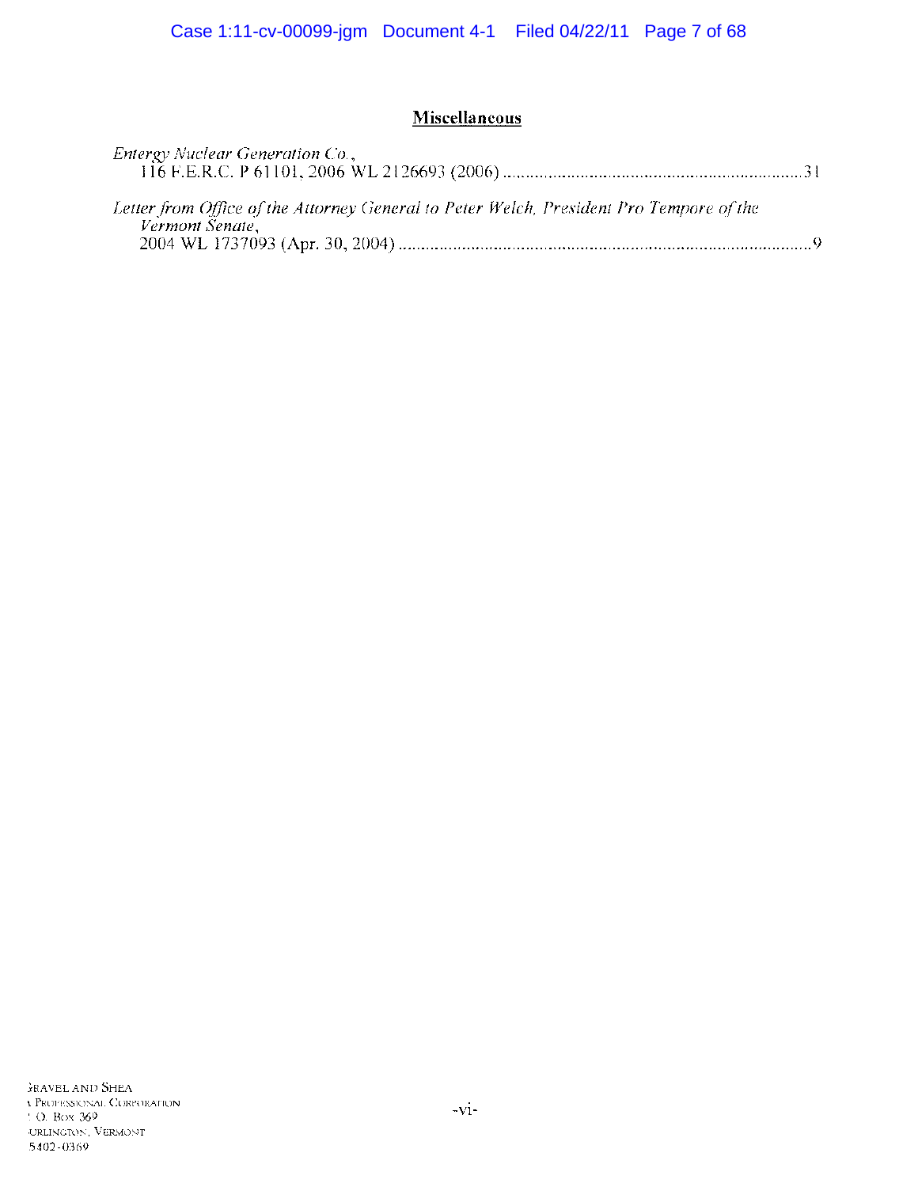## Miscellaneous

*Entergy Nuclear Generation Co.*,
 116 F.E.R.C. P 61101, 2006 WL 2126693 (2006) ................................................................31

*Letter from Office of the Attorney General to Peter Welch, President Pro Tempore of the Vermont Senate*,
 2004 WL 1737093 (Apr. 30, 2004) .........................................................................................9

GRAVEL AND SHEA
A PROFESSIONAL CORPORATION
P. O. BOX 369
BURLINGTON, VERMONT
05402-0369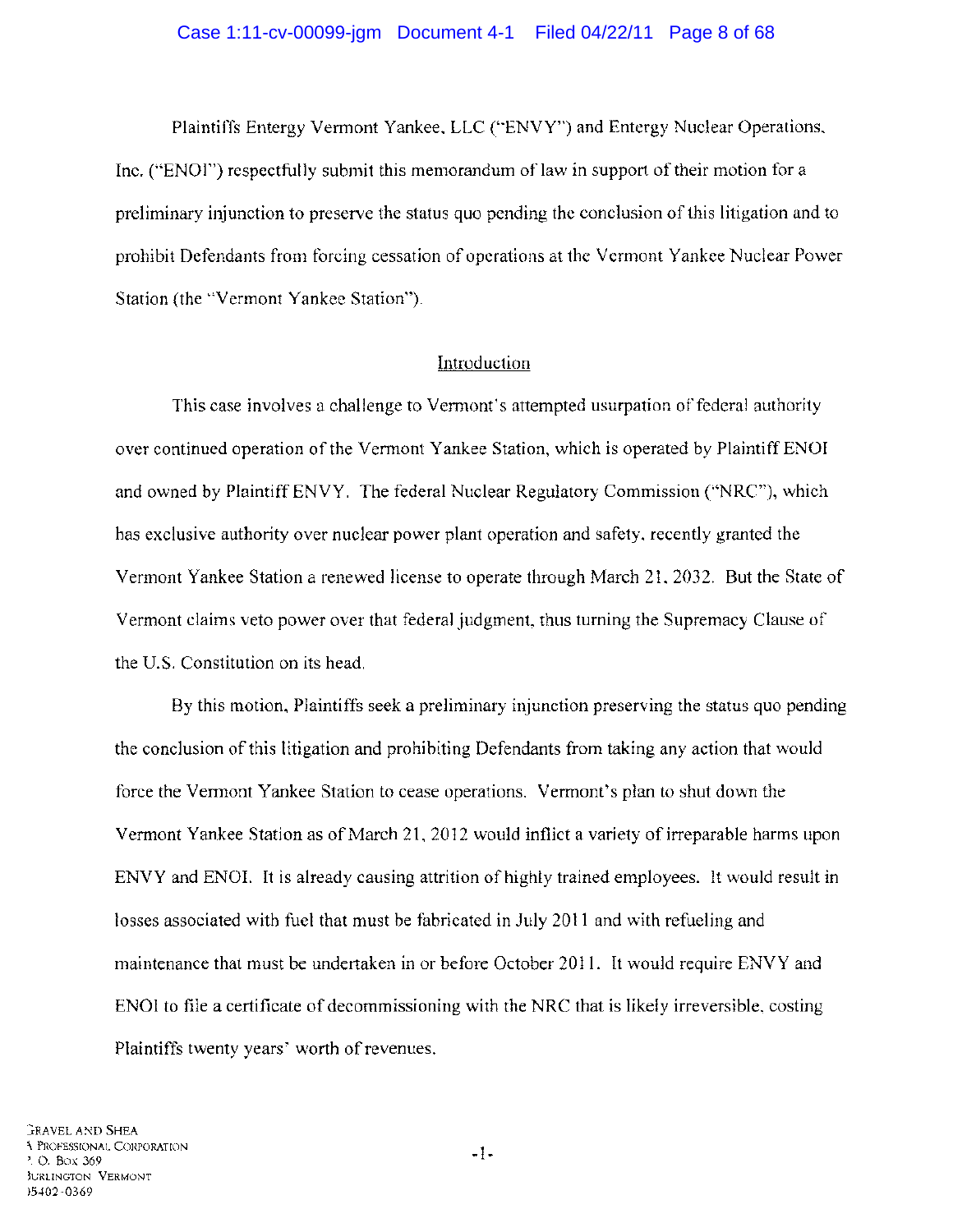Plaintiffs Entergy Vermont Yankee, LLC ("ENVY") and Entergy Nuclear Operations, Inc. ("ENOI") respectfully submit this memorandum of law in support of their motion for a preliminary injunction to preserve the status quo pending the conclusion of this litigation and to prohibit Defendants from forcing cessation of operations at the Vermont Yankee Nuclear Power Station (the "Vermont Yankee Station").

## Introduction

This case involves a challenge to Vermont's attempted usurpation of federal authority over continued operation of the Vermont Yankee Station, which is operated by Plaintiff ENOI and owned by Plaintiff ENVY. The federal Nuclear Regulatory Commission ("NRC"), which has exclusive authority over nuclear power plant operation and safety, recently granted the Vermont Yankee Station a renewed license to operate through March 21, 2032. But the State of Vermont claims veto power over that federal judgment, thus turning the Supremacy Clause of the U.S. Constitution on its head.

By this motion, Plaintiffs seek a preliminary injunction preserving the status quo pending the conclusion of this litigation and prohibiting Defendants from taking any action that would force the Vermont Yankee Station to cease operations. Vermont's plan to shut down the Vermont Yankee Station as of March 21, 2012 would inflict a variety of irreparable harms upon ENVY and ENOI. It is already causing attrition of highly trained employees. It would result in losses associated with fuel that must be fabricated in July 2011 and with refueling and maintenance that must be undertaken in or before October 2011. It would require ENVY and ENOI to file a certificate of decommissioning with the NRC that is likely irreversible, costing Plaintiffs twenty years' worth of revenues.

GRAVEL AND SHEA
A PROFESSIONAL CORPORATION
P. O. BOX 369
BURLINGTON, VERMONT
05402-0369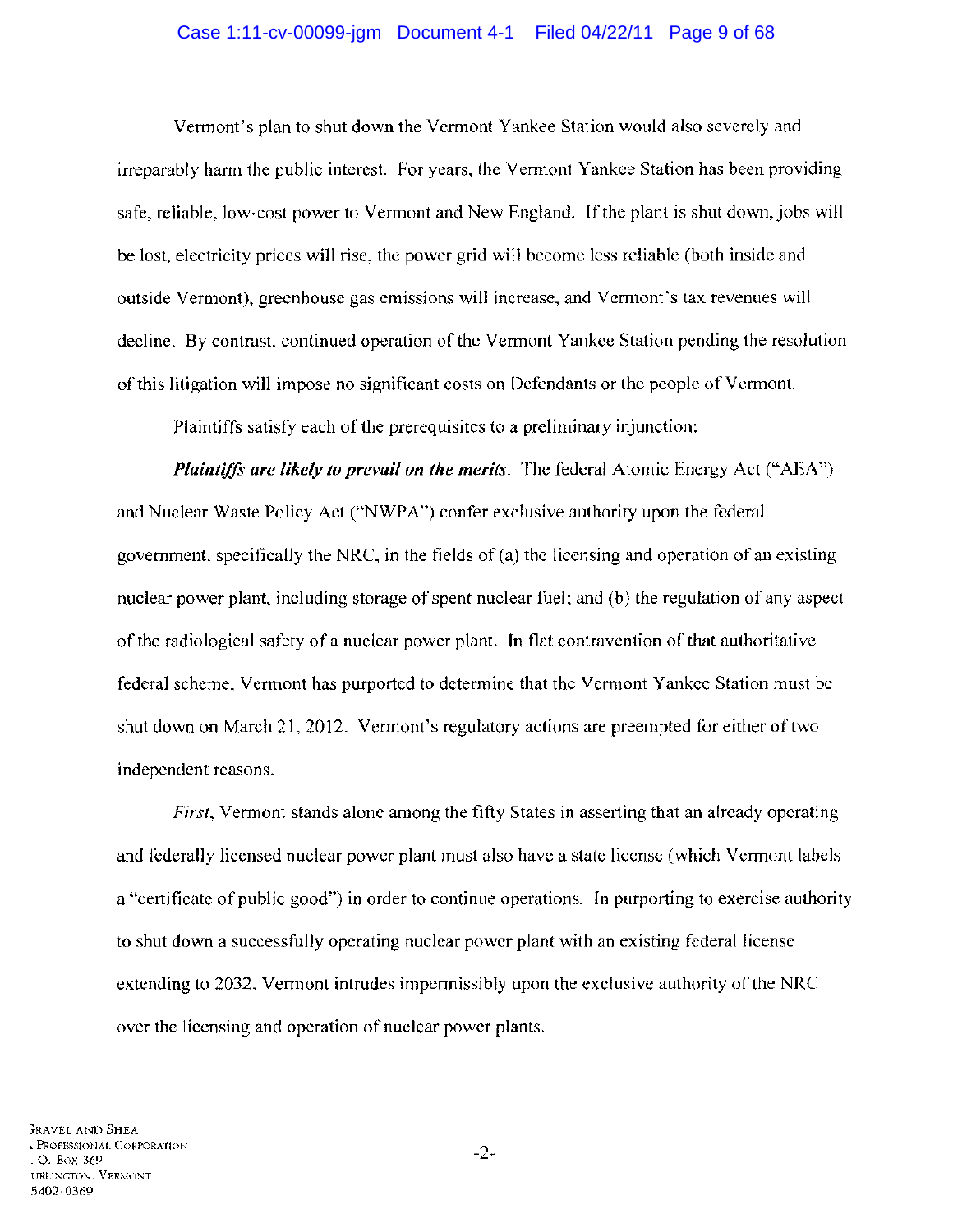Vermont's plan to shut down the Vermont Yankee Station would also severely and irreparably harm the public interest. For years, the Vermont Yankee Station has been providing safe, reliable, low-cost power to Vermont and New England. If the plant is shut down, jobs will be lost, electricity prices will rise, the power grid will become less reliable (both inside and outside Vermont), greenhouse gas emissions will increase, and Vermont's tax revenues will decline. By contrast, continued operation of the Vermont Yankee Station pending the resolution of this litigation will impose no significant costs on Defendants or the people of Vermont.

Plaintiffs satisfy each of the prerequisites to a preliminary injunction:

***Plaintiffs are likely to prevail on the merits.*** The federal Atomic Energy Act ("AEA") and Nuclear Waste Policy Act ("NWPA") confer exclusive authority upon the federal government, specifically the NRC, in the fields of (a) the licensing and operation of an existing nuclear power plant, including storage of spent nuclear fuel; and (b) the regulation of any aspect of the radiological safety of a nuclear power plant. In flat contravention of that authoritative federal scheme, Vermont has purported to determine that the Vermont Yankee Station must be shut down on March 21, 2012. Vermont's regulatory actions are preempted for either of two independent reasons.

*First*, Vermont stands alone among the fifty States in asserting that an already operating and federally licensed nuclear power plant must also have a state license (which Vermont labels a "certificate of public good") in order to continue operations. In purporting to exercise authority to shut down a successfully operating nuclear power plant with an existing federal license extending to 2032, Vermont intrudes impermissibly upon the exclusive authority of the NRC over the licensing and operation of nuclear power plants.

GRAVEL AND SHEA
A PROFESSIONAL CORPORATION
P. O. BOX 369
BURLINGTON, VERMONT
05402-0369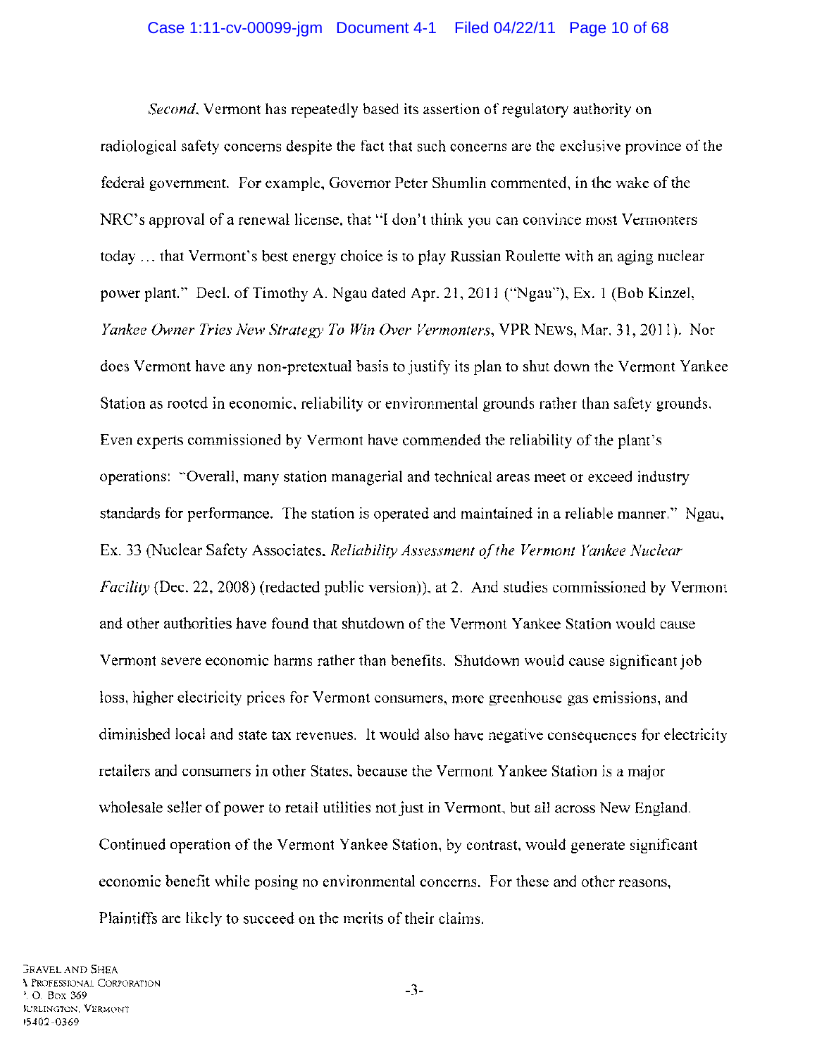*Second*, Vermont has repeatedly based its assertion of regulatory authority on radiological safety concerns despite the fact that such concerns are the exclusive province of the federal government. For example, Governor Peter Shumlin commented, in the wake of the NRC's approval of a renewal license, that "I don't think you can convince most Vermonters today … that Vermont's best energy choice is to play Russian Roulette with an aging nuclear power plant." Decl. of Timothy A. Ngau dated Apr. 21, 2011 ("Ngau"), Ex. 1 (Bob Kinzel, *Yankee Owner Tries New Strategy To Win Over Vermonters*, VPR NEWS, Mar. 31, 2011). Nor does Vermont have any non-pretextual basis to justify its plan to shut down the Vermont Yankee Station as rooted in economic, reliability or environmental grounds rather than safety grounds. Even experts commissioned by Vermont have commended the reliability of the plant's operations: "Overall, many station managerial and technical areas meet or exceed industry standards for performance. The station is operated and maintained in a reliable manner." Ngau, Ex. 33 (Nuclear Safety Associates, *Reliability Assessment of the Vermont Yankee Nuclear Facility* (Dec. 22, 2008) (redacted public version)), at 2. And studies commissioned by Vermont and other authorities have found that shutdown of the Vermont Yankee Station would cause Vermont severe economic harms rather than benefits. Shutdown would cause significant job loss, higher electricity prices for Vermont consumers, more greenhouse gas emissions, and diminished local and state tax revenues. It would also have negative consequences for electricity retailers and consumers in other States, because the Vermont Yankee Station is a major wholesale seller of power to retail utilities not just in Vermont, but all across New England. Continued operation of the Vermont Yankee Station, by contrast, would generate significant economic benefit while posing no environmental concerns. For these and other reasons, Plaintiffs are likely to succeed on the merits of their claims.

GRAVEL AND SHEA
A PROFESSIONAL CORPORATION
P. O. BOX 369
BURLINGTON, VERMONT
05402-0369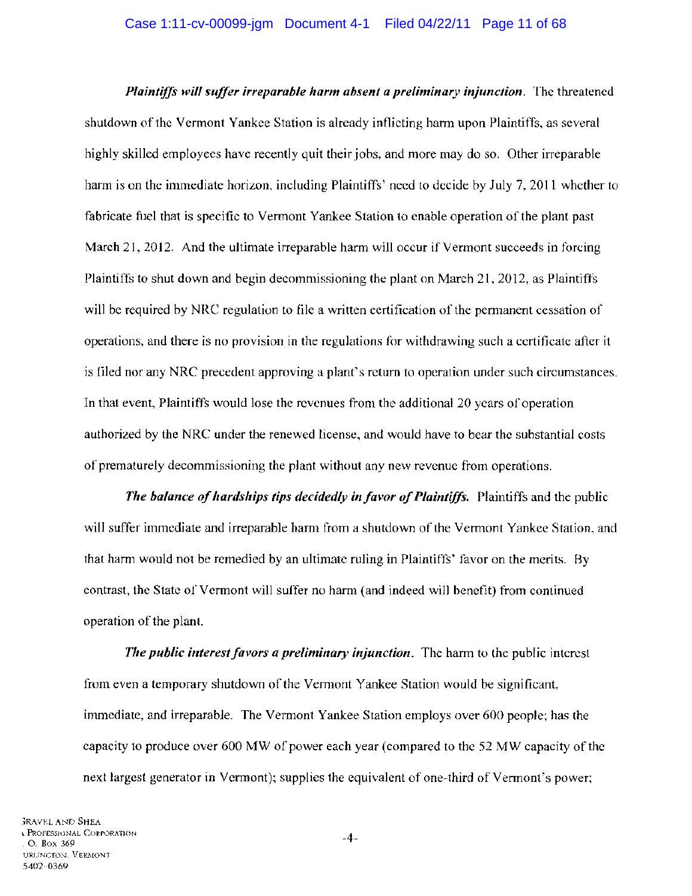***Plaintiffs will suffer irreparable harm absent a preliminary injunction.*** The threatened shutdown of the Vermont Yankee Station is already inflicting harm upon Plaintiffs, as several highly skilled employees have recently quit their jobs, and more may do so. Other irreparable harm is on the immediate horizon, including Plaintiffs' need to decide by July 7, 2011 whether to fabricate fuel that is specific to Vermont Yankee Station to enable operation of the plant past March 21, 2012. And the ultimate irreparable harm will occur if Vermont succeeds in forcing Plaintiffs to shut down and begin decommissioning the plant on March 21, 2012, as Plaintiffs will be required by NRC regulation to file a written certification of the permanent cessation of operations, and there is no provision in the regulations for withdrawing such a certificate after it is filed nor any NRC precedent approving a plant's return to operation under such circumstances. In that event, Plaintiffs would lose the revenues from the additional 20 years of operation authorized by the NRC under the renewed license, and would have to bear the substantial costs of prematurely decommissioning the plant without any new revenue from operations.

***The balance of hardships tips decidedly in favor of Plaintiffs.*** Plaintiffs and the public will suffer immediate and irreparable harm from a shutdown of the Vermont Yankee Station, and that harm would not be remedied by an ultimate ruling in Plaintiffs' favor on the merits. By contrast, the State of Vermont will suffer no harm (and indeed will benefit) from continued operation of the plant.

***The public interest favors a preliminary injunction.*** The harm to the public interest from even a temporary shutdown of the Vermont Yankee Station would be significant, immediate, and irreparable. The Vermont Yankee Station employs over 600 people; has the capacity to produce over 600 MW of power each year (compared to the 52 MW capacity of the next largest generator in Vermont); supplies the equivalent of one-third of Vermont's power;

GRAVEL AND SHEA
A PROFESSIONAL CORPORATION
P. O. BOX 369
BURLINGTON, VERMONT
05402-0369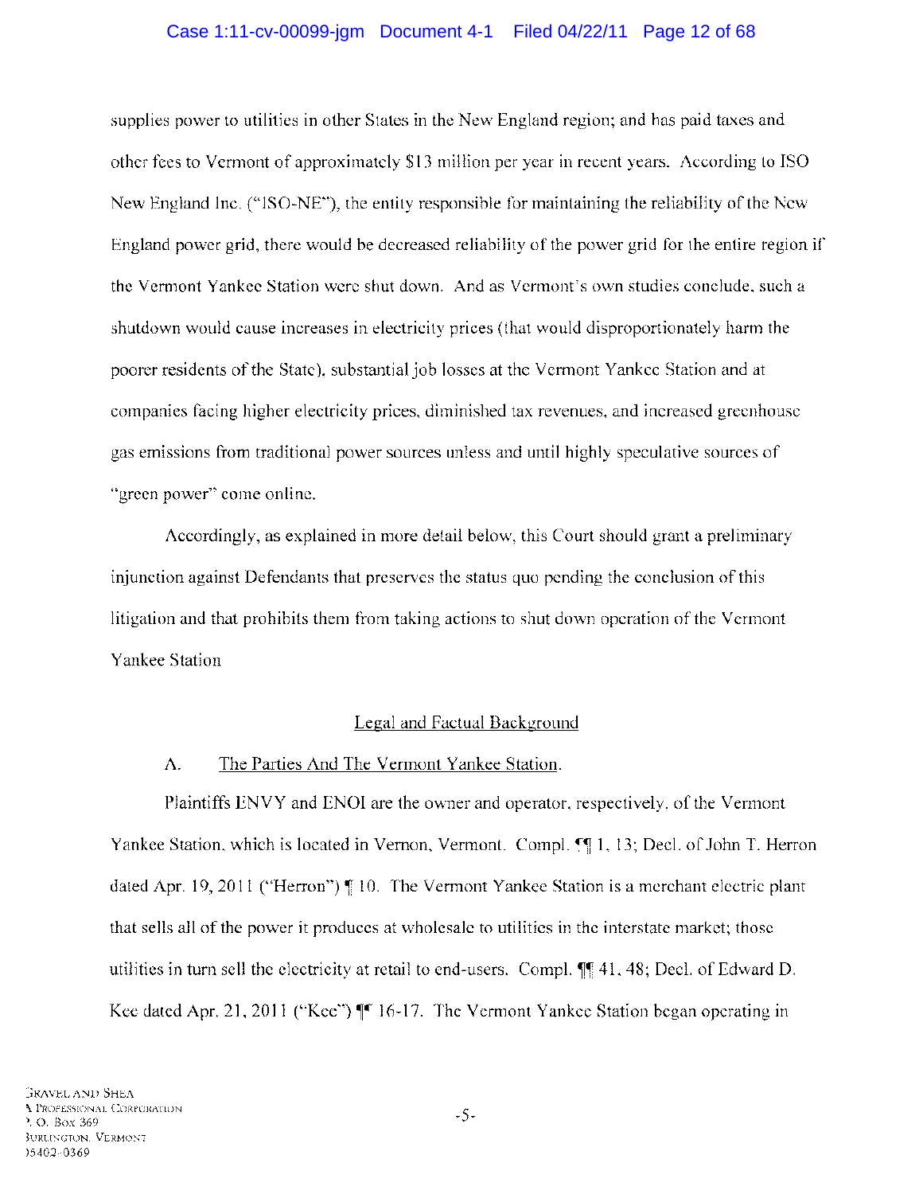supplies power to utilities in other States in the New England region; and has paid taxes and other fees to Vermont of approximately $13 million per year in recent years. According to ISO New England Inc. ("ISO-NE"), the entity responsible for maintaining the reliability of the New England power grid, there would be decreased reliability of the power grid for the entire region if the Vermont Yankee Station were shut down. And as Vermont's own studies conclude, such a shutdown would cause increases in electricity prices (that would disproportionately harm the poorer residents of the State), substantial job losses at the Vermont Yankee Station and at companies facing higher electricity prices, diminished tax revenues, and increased greenhouse gas emissions from traditional power sources unless and until highly speculative sources of "green power" come online.

Accordingly, as explained in more detail below, this Court should grant a preliminary injunction against Defendants that preserves the status quo pending the conclusion of this litigation and that prohibits them from taking actions to shut down operation of the Vermont Yankee Station

## Legal and Factual Background

### A. The Parties And The Vermont Yankee Station.

Plaintiffs ENVY and ENOI are the owner and operator, respectively, of the Vermont Yankee Station, which is located in Vernon, Vermont. Compl. ¶¶ 1, 13; Decl. of John T. Herron dated Apr. 19, 2011 ("Herron") ¶ 10. The Vermont Yankee Station is a merchant electric plant that sells all of the power it produces at wholesale to utilities in the interstate market; those utilities in turn sell the electricity at retail to end-users. Compl. ¶¶ 41, 48; Decl. of Edward D. Kee dated Apr. 21, 2011 ("Kee") ¶¶ 16-17. The Vermont Yankee Station began operating in

GRAVEL AND SHEA
A PROFESSIONAL CORPORATION
P. O. BOX 369
BURLINGTON, VERMONT
05402-0369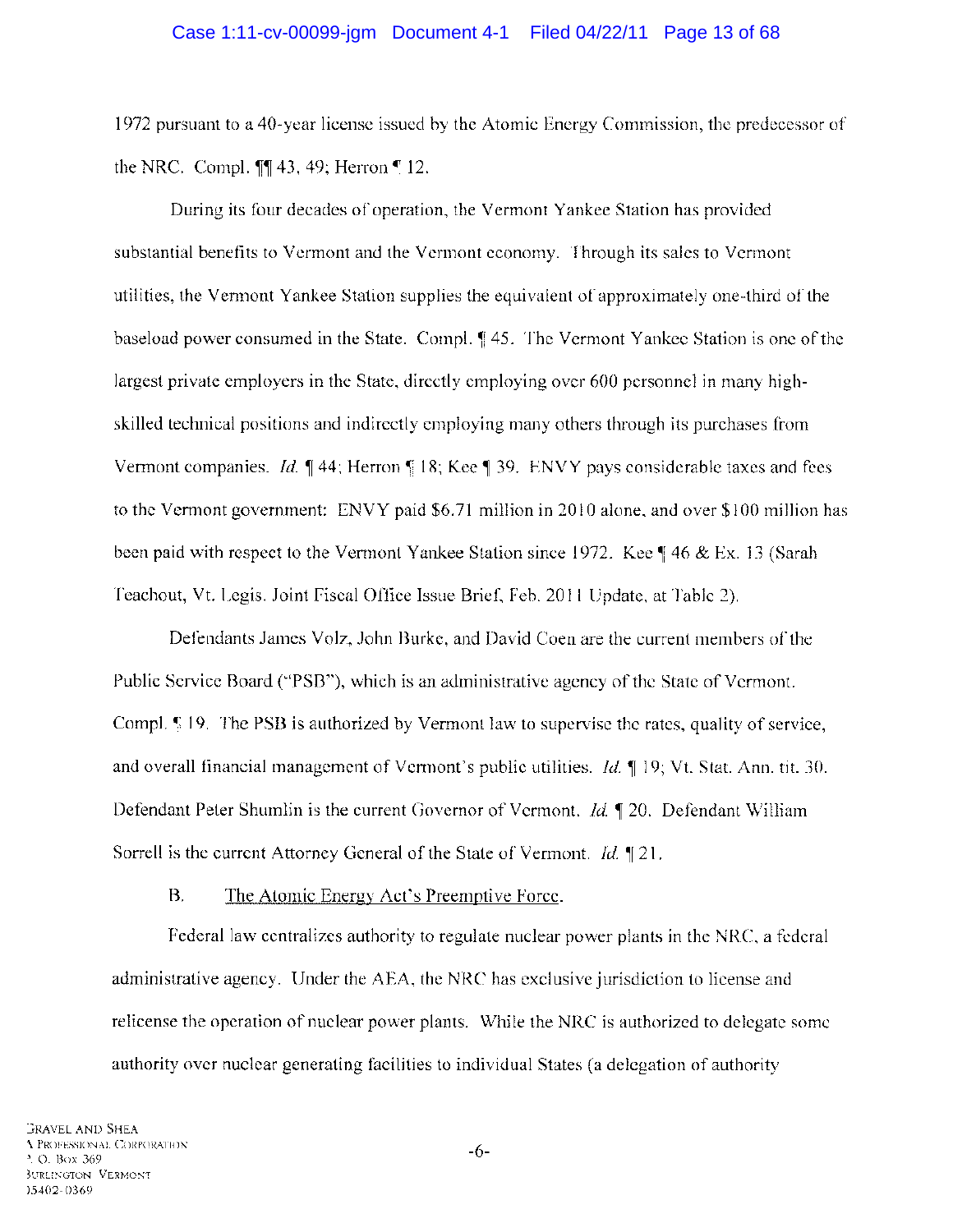1972 pursuant to a 40-year license issued by the Atomic Energy Commission, the predecessor of the NRC. Compl. ¶¶ 43, 49; Herron ¶ 12.

During its four decades of operation, the Vermont Yankee Station has provided substantial benefits to Vermont and the Vermont economy. Through its sales to Vermont utilities, the Vermont Yankee Station supplies the equivalent of approximately one-third of the baseload power consumed in the State. Compl. ¶ 45. The Vermont Yankee Station is one of the largest private employers in the State, directly employing over 600 personnel in many high-skilled technical positions and indirectly employing many others through its purchases from Vermont companies. *Id.* ¶ 44; Herron ¶ 18; Kee ¶ 39. ENVY pays considerable taxes and fees to the Vermont government: ENVY paid $6.71 million in 2010 alone, and over $100 million has been paid with respect to the Vermont Yankee Station since 1972. Kee ¶ 46 & Ex. 13 (Sarah Teachout, Vt. Legis. Joint Fiscal Office Issue Brief, Feb. 2011 Update, at Table 2).

Defendants James Volz, John Burke, and David Coen are the current members of the Public Service Board ("PSB"), which is an administrative agency of the State of Vermont. Compl. ¶ 19. The PSB is authorized by Vermont law to supervise the rates, quality of service, and overall financial management of Vermont's public utilities. *Id.* ¶ 19; Vt. Stat. Ann. tit. 30. Defendant Peter Shumlin is the current Governor of Vermont. *Id.* ¶ 20. Defendant William Sorrell is the current Attorney General of the State of Vermont. *Id.* ¶ 21.

B. The Atomic Energy Act's Preemptive Force.

Federal law centralizes authority to regulate nuclear power plants in the NRC, a federal administrative agency. Under the AEA, the NRC has exclusive jurisdiction to license and relicense the operation of nuclear power plants. While the NRC is authorized to delegate some authority over nuclear generating facilities to individual States (a delegation of authority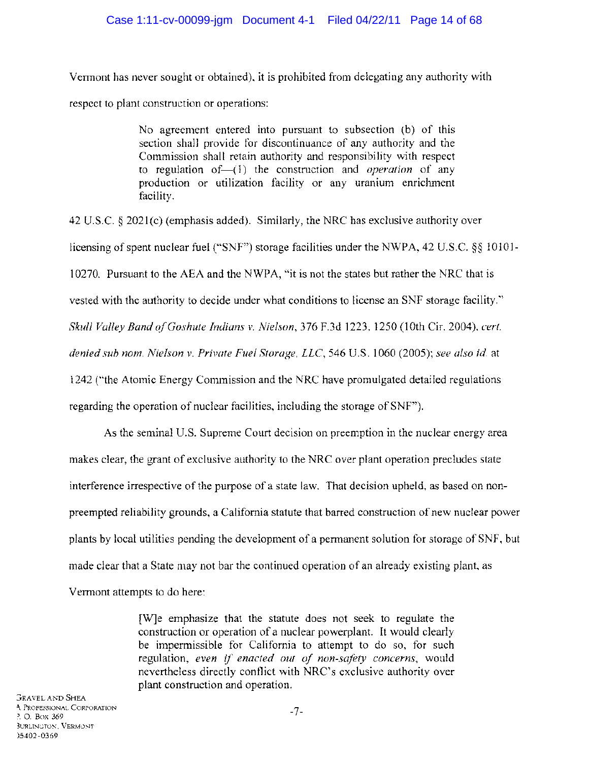Vermont has never sought or obtained), it is prohibited from delegating any authority with respect to plant construction or operations:

> No agreement entered into pursuant to subsection (b) of this section shall provide for discontinuance of any authority and the Commission shall retain authority and responsibility with respect to regulation of—(1) the construction and *operation* of any production or utilization facility or any uranium enrichment facility.

42 U.S.C. § 2021(c) (emphasis added). Similarly, the NRC has exclusive authority over licensing of spent nuclear fuel ("SNF") storage facilities under the NWPA, 42 U.S.C. §§ 10101-10270. Pursuant to the AEA and the NWPA, "it is not the states but rather the NRC that is vested with the authority to decide under what conditions to license an SNF storage facility." *Skull Valley Band of Goshute Indians v. Nielson*, 376 F.3d 1223, 1250 (10th Cir. 2004), *cert. denied sub nom. Nielson v. Private Fuel Storage, LLC*, 546 U.S. 1060 (2005); *see also id.* at 1242 ("the Atomic Energy Commission and the NRC have promulgated detailed regulations regarding the operation of nuclear facilities, including the storage of SNF").

As the seminal U.S. Supreme Court decision on preemption in the nuclear energy area makes clear, the grant of exclusive authority to the NRC over plant operation precludes state interference irrespective of the purpose of a state law. That decision upheld, as based on non-preempted reliability grounds, a California statute that barred construction of new nuclear power plants by local utilities pending the development of a permanent solution for storage of SNF, but made clear that a State may not bar the continued operation of an already existing plant, as Vermont attempts to do here:

> [W]e emphasize that the statute does not seek to regulate the construction or operation of a nuclear powerplant. It would clearly be impermissible for California to attempt to do so, for such regulation, *even if enacted out of non-safety concerns*, would nevertheless directly conflict with NRC's exclusive authority over plant construction and operation.

GRAVEL AND SHEA
A PROFESSIONAL CORPORATION
P. O. BOX 369
BURLINGTON, VERMONT
05402-0369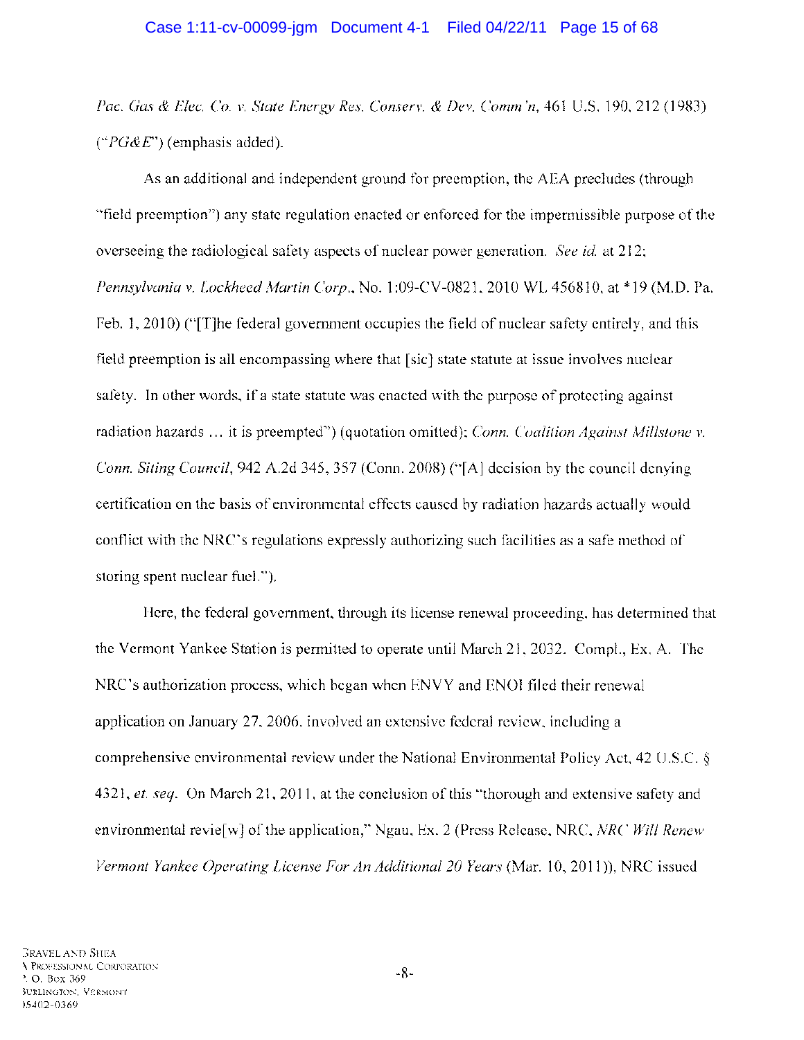*Pac. Gas & Elec. Co. v. State Energy Res. Conserv. & Dev. Comm'n*, 461 U.S. 190, 212 (1983) ("*PG&E*") (emphasis added).

As an additional and independent ground for preemption, the AEA precludes (through "field preemption") any state regulation enacted or enforced for the impermissible purpose of the overseeing the radiological safety aspects of nuclear power generation. *See id.* at 212; *Pennsylvania v. Lockheed Martin Corp.*, No. 1:09-CV-0821, 2010 WL 456810, at *19 (M.D. Pa. Feb. 1, 2010) ("[T]he federal government occupies the field of nuclear safety entirely, and this field preemption is all encompassing where that [sic] state statute at issue involves nuclear safety. In other words, if a state statute was enacted with the purpose of protecting against radiation hazards ... it is preempted") (quotation omitted); *Conn. Coalition Against Millstone v. Conn. Siting Council*, 942 A.2d 345, 357 (Conn. 2008) ("[A] decision by the council denying certification on the basis of environmental effects caused by radiation hazards actually would conflict with the NRC's regulations expressly authorizing such facilities as a safe method of storing spent nuclear fuel.").

Here, the federal government, through its license renewal proceeding, has determined that the Vermont Yankee Station is permitted to operate until March 21, 2032. Compl., Ex. A. The NRC's authorization process, which began when ENVY and ENOI filed their renewal application on January 27, 2006, involved an extensive federal review, including a comprehensive environmental review under the National Environmental Policy Act, 42 U.S.C. § 4321, *et. seq.* On March 21, 2011, at the conclusion of this "thorough and extensive safety and environmental revie[w] of the application," Ngau, Ex. 2 (Press Release, NRC, *NRC Will Renew Vermont Yankee Operating License For An Additional 20 Years* (Mar. 10, 2011)), NRC issued

GRAVEL AND SHEA
A PROFESSIONAL CORPORATION
P. O. BOX 369
BURLINGTON, VERMONT
05402-0369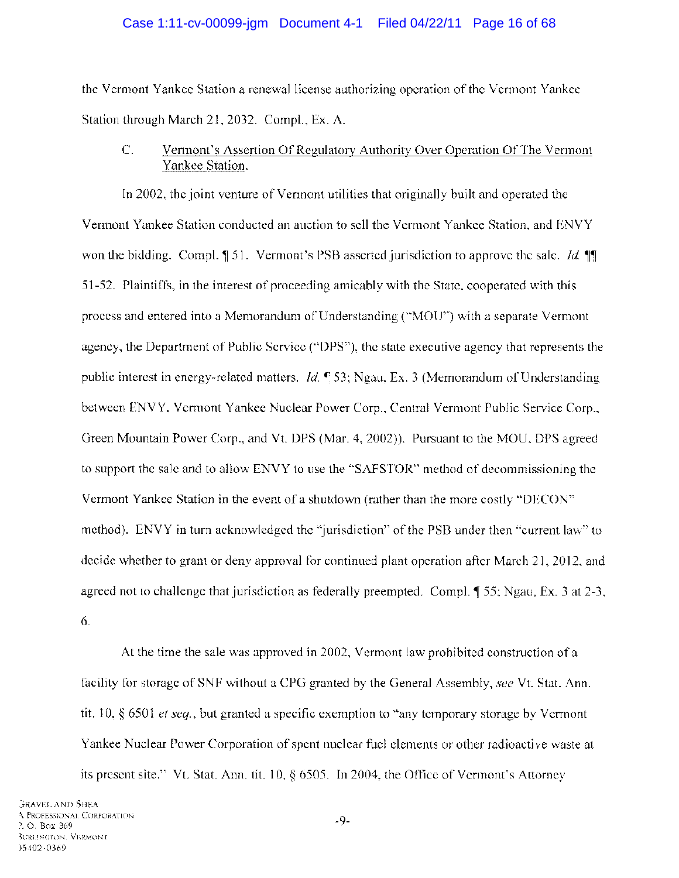the Vermont Yankee Station a renewal license authorizing operation of the Vermont Yankee Station through March 21, 2032. Compl., Ex. A.

C. Vermont's Assertion Of Regulatory Authority Over Operation Of The Vermont Yankee Station.

In 2002, the joint venture of Vermont utilities that originally built and operated the Vermont Yankee Station conducted an auction to sell the Vermont Yankee Station, and ENVY won the bidding. Compl. ¶ 51. Vermont's PSB asserted jurisdiction to approve the sale. *Id.* ¶¶ 51-52. Plaintiffs, in the interest of proceeding amicably with the State, cooperated with this process and entered into a Memorandum of Understanding ("MOU") with a separate Vermont agency, the Department of Public Service ("DPS"), the state executive agency that represents the public interest in energy-related matters. *Id.* ¶ 53; Ngau, Ex. 3 (Memorandum of Understanding between ENVY, Vermont Yankee Nuclear Power Corp., Central Vermont Public Service Corp., Green Mountain Power Corp., and Vt. DPS (Mar. 4, 2002)). Pursuant to the MOU, DPS agreed to support the sale and to allow ENVY to use the "SAFSTOR" method of decommissioning the Vermont Yankee Station in the event of a shutdown (rather than the more costly "DECON" method). ENVY in turn acknowledged the "jurisdiction" of the PSB under then "current law" to decide whether to grant or deny approval for continued plant operation after March 21, 2012, and agreed not to challenge that jurisdiction as federally preempted. Compl. ¶ 55; Ngau, Ex. 3 at 2-3, 6.

At the time the sale was approved in 2002, Vermont law prohibited construction of a facility for storage of SNF without a CPG granted by the General Assembly, *see* Vt. Stat. Ann. tit. 10, § 6501 *et seq.*, but granted a specific exemption to "any temporary storage by Vermont Yankee Nuclear Power Corporation of spent nuclear fuel elements or other radioactive waste at its present site." Vt. Stat. Ann. tit. 10, § 6505. In 2004, the Office of Vermont's Attorney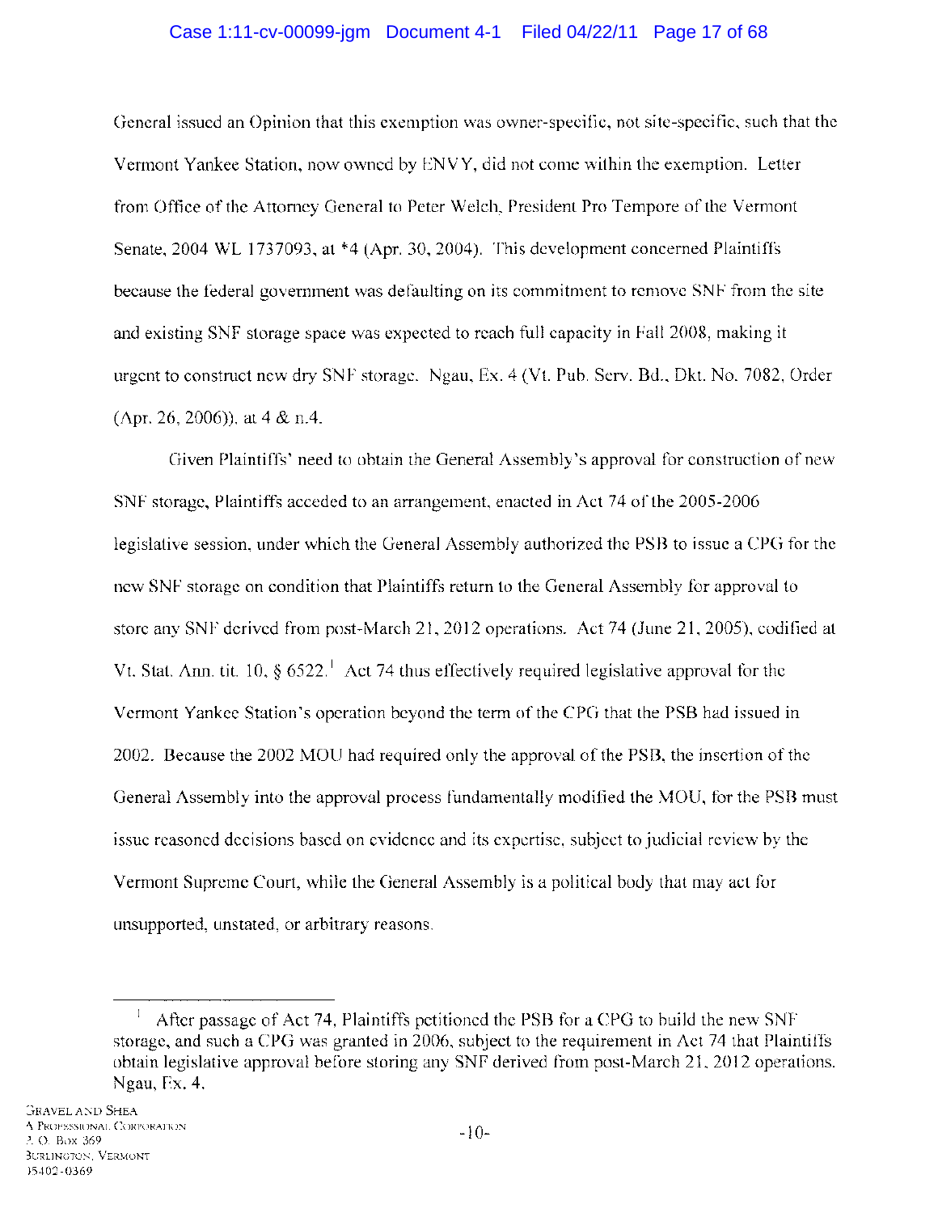General issued an Opinion that this exemption was owner-specific, not site-specific, such that the Vermont Yankee Station, now owned by ENVY, did not come within the exemption. Letter from Office of the Attorney General to Peter Welch, President Pro Tempore of the Vermont Senate, 2004 WL 1737093, at *4 (Apr. 30, 2004). This development concerned Plaintiffs because the federal government was defaulting on its commitment to remove SNF from the site and existing SNF storage space was expected to reach full capacity in Fall 2008, making it urgent to construct new dry SNF storage. Ngau, Ex. 4 (Vt. Pub. Serv. Bd., Dkt. No. 7082, Order (Apr. 26, 2006)), at 4 & n.4.

Given Plaintiffs' need to obtain the General Assembly's approval for construction of new SNF storage, Plaintiffs acceded to an arrangement, enacted in Act 74 of the 2005-2006 legislative session, under which the General Assembly authorized the PSB to issue a CPG for the new SNF storage on condition that Plaintiffs return to the General Assembly for approval to store any SNF derived from post-March 21, 2012 operations. Act 74 (June 21, 2005), codified at Vt. Stat. Ann. tit. 10, § 6522.[1] Act 74 thus effectively required legislative approval for the Vermont Yankee Station's operation beyond the term of the CPG that the PSB had issued in 2002. Because the 2002 MOU had required only the approval of the PSB, the insertion of the General Assembly into the approval process fundamentally modified the MOU, for the PSB must issue reasoned decisions based on evidence and its expertise, subject to judicial review by the Vermont Supreme Court, while the General Assembly is a political body that may act for unsupported, unstated, or arbitrary reasons.

---

[1] After passage of Act 74, Plaintiffs petitioned the PSB for a CPG to build the new SNF storage, and such a CPG was granted in 2006, subject to the requirement in Act 74 that Plaintiffs obtain legislative approval before storing any SNF derived from post-March 21, 2012 operations. Ngau, Ex. 4.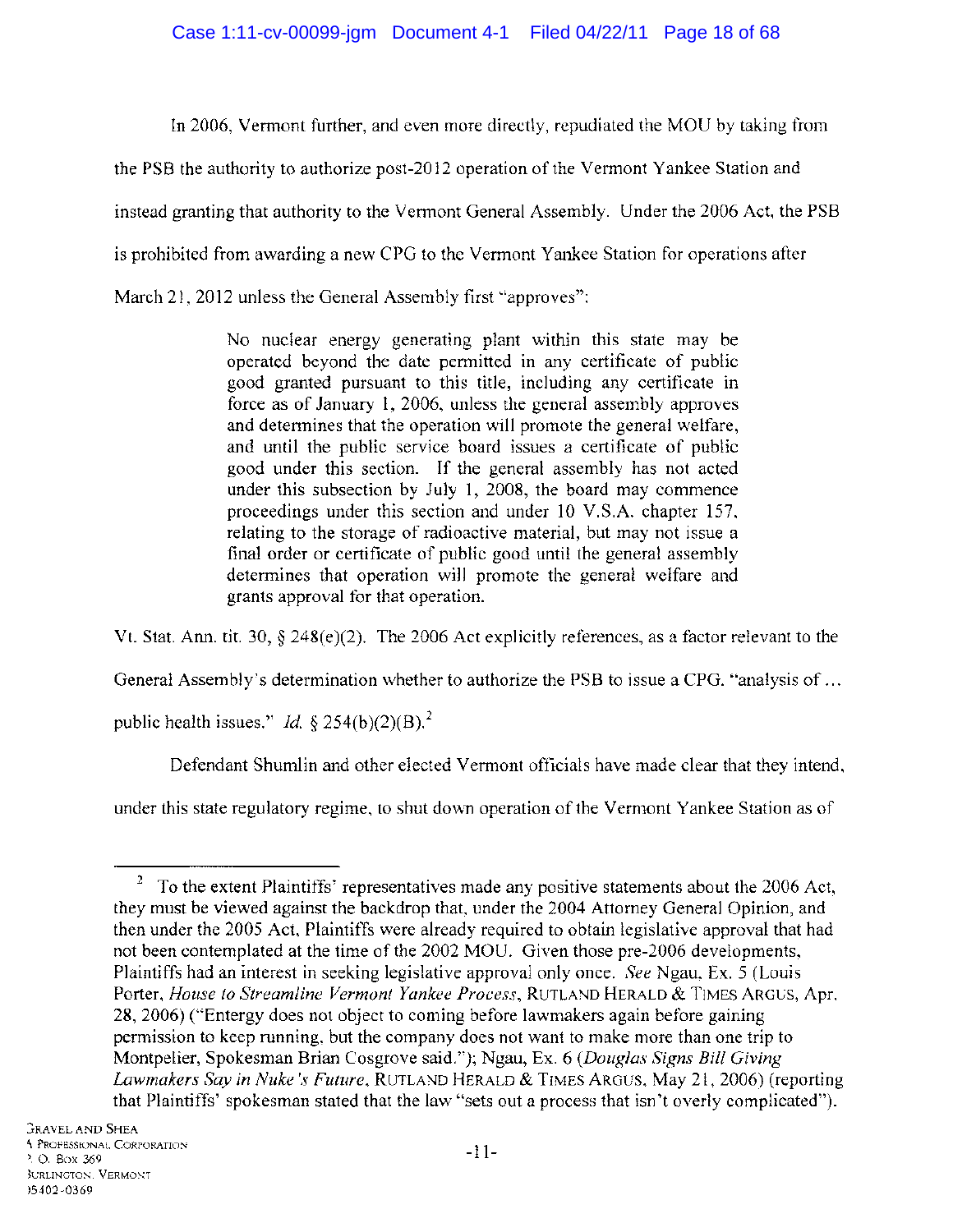In 2006, Vermont further, and even more directly, repudiated the MOU by taking from the PSB the authority to authorize post-2012 operation of the Vermont Yankee Station and instead granting that authority to the Vermont General Assembly. Under the 2006 Act, the PSB is prohibited from awarding a new CPG to the Vermont Yankee Station for operations after March 21, 2012 unless the General Assembly first "approves":

> No nuclear energy generating plant within this state may be operated beyond the date permitted in any certificate of public good granted pursuant to this title, including any certificate in force as of January 1, 2006, unless the general assembly approves and determines that the operation will promote the general welfare, and until the public service board issues a certificate of public good under this section. If the general assembly has not acted under this subsection by July 1, 2008, the board may commence proceedings under this section and under 10 V.S.A. chapter 157, relating to the storage of radioactive material, but may not issue a final order or certificate of public good until the general assembly determines that operation will promote the general welfare and grants approval for that operation.

Vt. Stat. Ann. tit. 30, § 248(e)(2). The 2006 Act explicitly references, as a factor relevant to the General Assembly's determination whether to authorize the PSB to issue a CPG, "analysis of ... public health issues." *Id.* § 254(b)(2)(B).[2]

Defendant Shumlin and other elected Vermont officials have made clear that they intend, under this state regulatory regime, to shut down operation of the Vermont Yankee Station as of

---

[2] To the extent Plaintiffs' representatives made any positive statements about the 2006 Act, they must be viewed against the backdrop that, under the 2004 Attorney General Opinion, and then under the 2005 Act, Plaintiffs were already required to obtain legislative approval that had not been contemplated at the time of the 2002 MOU. Given those pre-2006 developments, Plaintiffs had an interest in seeking legislative approval only once. *See* Ngau, Ex. 5 (Louis Porter, *House to Streamline Vermont Yankee Process*, RUTLAND HERALD & TIMES ARGUS, Apr. 28, 2006) ("Entergy does not object to coming before lawmakers again before gaining permission to keep running, but the company does not want to make more than one trip to Montpelier, Spokesman Brian Cosgrove said."); Ngau, Ex. 6 (*Douglas Signs Bill Giving Lawmakers Say in Nuke's Future*, RUTLAND HERALD & TIMES ARGUS, May 21, 2006) (reporting that Plaintiffs' spokesman stated that the law "sets out a process that isn't overly complicated").

GRAVEL AND SHEA
A PROFESSIONAL CORPORATION
P. O. BOX 369
BURLINGTON, VERMONT
05402-0369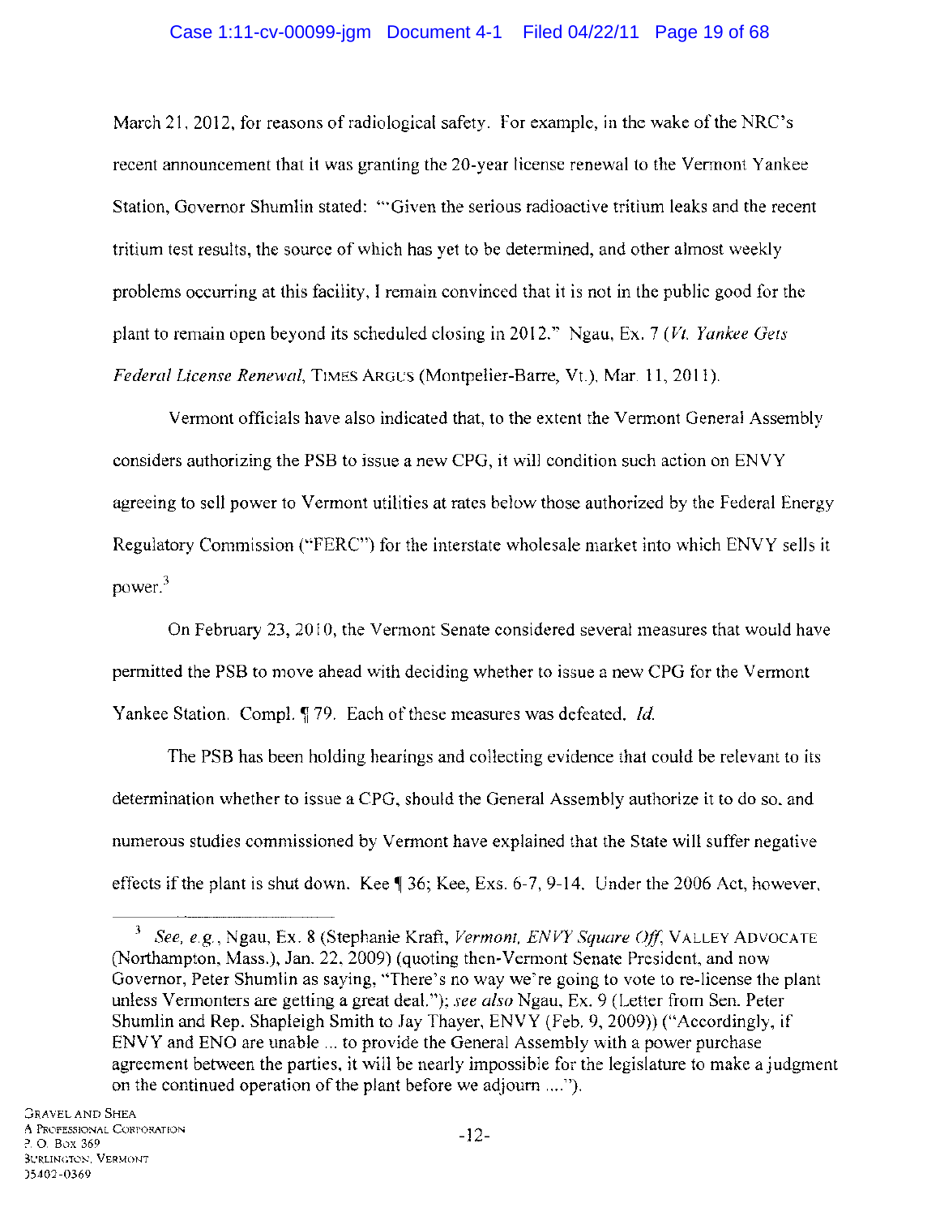March 21, 2012, for reasons of radiological safety. For example, in the wake of the NRC's recent announcement that it was granting the 20-year license renewal to the Vermont Yankee Station, Governor Shumlin stated: "'Given the serious radioactive tritium leaks and the recent tritium test results, the source of which has yet to be determined, and other almost weekly problems occurring at this facility, I remain convinced that it is not in the public good for the plant to remain open beyond its scheduled closing in 2012.'" Ngau, Ex. 7 (*Vt. Yankee Gets Federal License Renewal*, TIMES ARGUS (Montpelier-Barre, Vt.), Mar. 11, 2011).

Vermont officials have also indicated that, to the extent the Vermont General Assembly considers authorizing the PSB to issue a new CPG, it will condition such action on ENVY agreeing to sell power to Vermont utilities at rates below those authorized by the Federal Energy Regulatory Commission ("FERC") for the interstate wholesale market into which ENVY sells it power.[3]

On February 23, 2010, the Vermont Senate considered several measures that would have permitted the PSB to move ahead with deciding whether to issue a new CPG for the Vermont Yankee Station. Compl. ¶ 79. Each of these measures was defeated. *Id.*

The PSB has been holding hearings and collecting evidence that could be relevant to its determination whether to issue a CPG, should the General Assembly authorize it to do so, and numerous studies commissioned by Vermont have explained that the State will suffer negative effects if the plant is shut down. Kee ¶ 36; Kee, Exs. 6-7, 9-14. Under the 2006 Act, however,

---

[3] *See, e.g.*, Ngau, Ex. 8 (Stephanie Kraft, *Vermont, ENVY Square Off*, VALLEY ADVOCATE (Northampton, Mass.), Jan. 22, 2009) (quoting then-Vermont Senate President, and now Governor, Peter Shumlin as saying, "There's no way we're going to vote to re-license the plant unless Vermonters are getting a great deal."); *see also* Ngau, Ex. 9 (Letter from Sen. Peter Shumlin and Rep. Shapleigh Smith to Jay Thayer, ENVY (Feb. 9, 2009)) ("Accordingly, if ENVY and ENO are unable ... to provide the General Assembly with a power purchase agreement between the parties, it will be nearly impossible for the legislature to make a judgment on the continued operation of the plant before we adjourn ....").

GRAVEL AND SHEA
A PROFESSIONAL CORPORATION
P. O. BOX 369
BURLINGTON, VERMONT
05402-0369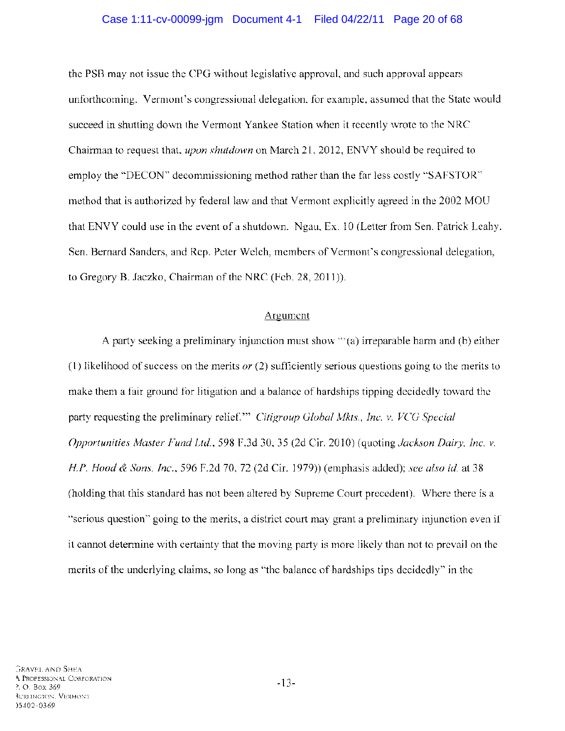the PSB may not issue the CPG without legislative approval, and such approval appears unforthcoming. Vermont's congressional delegation, for example, assumed that the State would succeed in shutting down the Vermont Yankee Station when it recently wrote to the NRC Chairman to request that, *upon shutdown* on March 21, 2012, ENVY should be required to employ the "DECON" decommissioning method rather than the far less costly "SAFSTOR" method that is authorized by federal law and that Vermont explicitly agreed in the 2002 MOU that ENVY could use in the event of a shutdown. Ngau, Ex. 10 (Letter from Sen. Patrick Leahy, Sen. Bernard Sanders, and Rep. Peter Welch, members of Vermont's congressional delegation, to Gregory B. Jaczko, Chairman of the NRC (Feb. 28, 2011)).

## Argument

A party seeking a preliminary injunction must show "'(a) irreparable harm and (b) either (1) likelihood of success on the merits *or* (2) sufficiently serious questions going to the merits to make them a fair ground for litigation and a balance of hardships tipping decidedly toward the party requesting the preliminary relief.'" *Citigroup Global Mkts., Inc. v. VCG Special Opportunities Master Fund Ltd.*, 598 F.3d 30, 35 (2d Cir. 2010) (quoting *Jackson Dairy, Inc. v. H.P. Hood & Sons, Inc.*, 596 F.2d 70, 72 (2d Cir. 1979)) (emphasis added); *see also id.* at 38 (holding that this standard has not been altered by Supreme Court precedent). Where there is a "serious question" going to the merits, a district court may grant a preliminary injunction even if it cannot determine with certainty that the moving party is more likely than not to prevail on the merits of the underlying claims, so long as "the balance of hardships tips decidedly" in the

GRAVEL AND SHEA
A PROFESSIONAL CORPORATION
P. O. BOX 369
BURLINGTON, VERMONT
05402-0369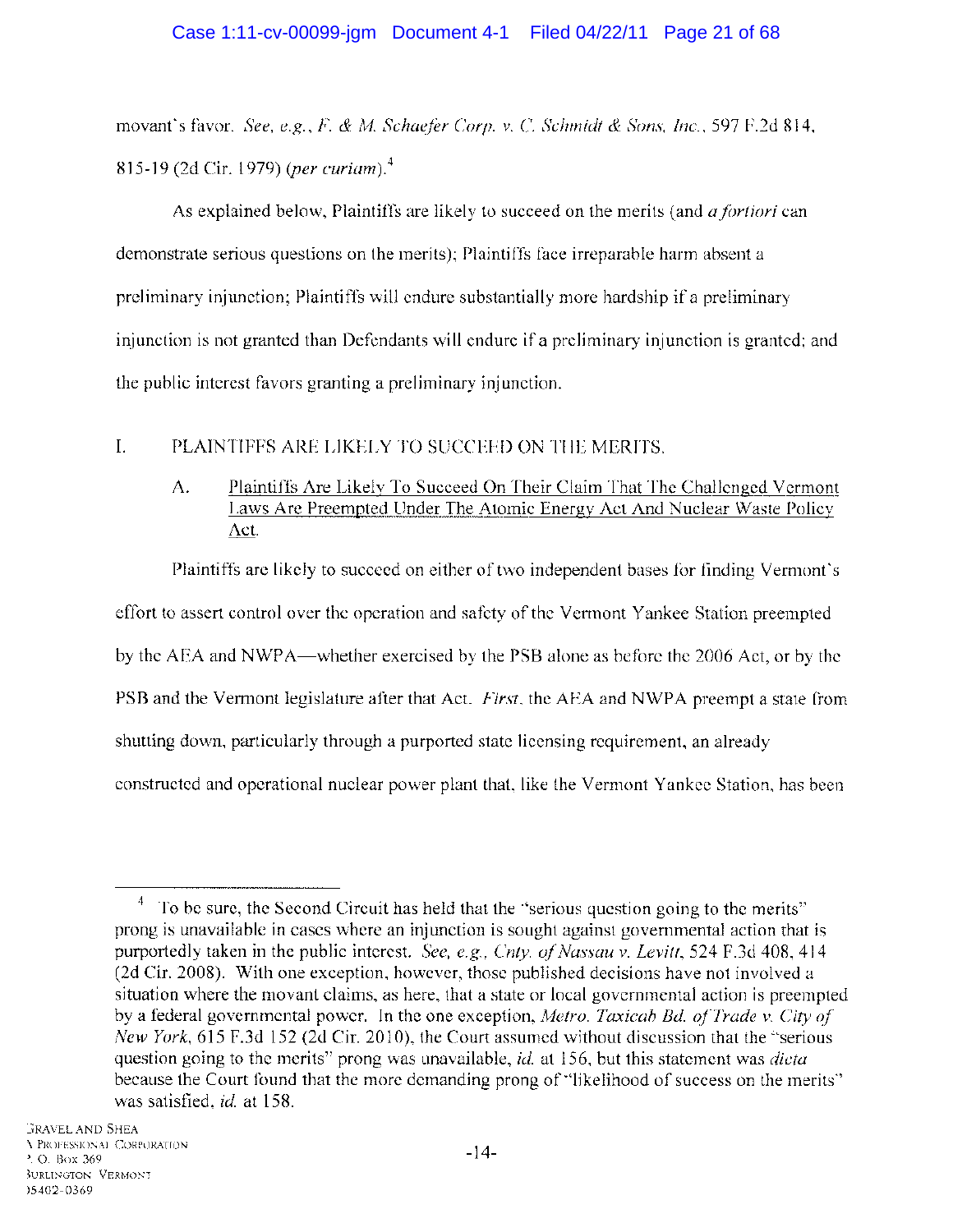movant's favor. *See, e.g., F. & M. Schaefer Corp. v. C. Schmidt & Sons, Inc.*, 597 F.2d 814, 815-19 (2d Cir. 1979) (*per curiam*).[4]

As explained below, Plaintiffs are likely to succeed on the merits (and *a fortiori* can demonstrate serious questions on the merits); Plaintiffs face irreparable harm absent a preliminary injunction; Plaintiffs will endure substantially more hardship if a preliminary injunction is not granted than Defendants will endure if a preliminary injunction is granted; and the public interest favors granting a preliminary injunction.

## I. PLAINTIFFS ARE LIKELY TO SUCCEED ON THE MERITS.

### A. Plaintiffs Are Likely To Succeed On Their Claim That The Challenged Vermont Laws Are Preempted Under The Atomic Energy Act And Nuclear Waste Policy Act.

Plaintiffs are likely to succeed on either of two independent bases for finding Vermont's effort to assert control over the operation and safety of the Vermont Yankee Station preempted by the AEA and NWPA—whether exercised by the PSB alone as before the 2006 Act, or by the PSB and the Vermont legislature after that Act. *First*, the AEA and NWPA preempt a state from shutting down, particularly through a purported state licensing requirement, an already constructed and operational nuclear power plant that, like the Vermont Yankee Station, has been

---

[4] To be sure, the Second Circuit has held that the "serious question going to the merits" prong is unavailable in cases where an injunction is sought against governmental action that is purportedly taken in the public interest. *See, e.g., Cnty. of Nassau v. Levitt*, 524 F.3d 408, 414 (2d Cir. 2008). With one exception, however, those published decisions have not involved a situation where the movant claims, as here, that a state or local governmental action is preempted by a federal governmental power. In the one exception, *Metro. Taxicab Bd. of Trade v. City of New York*, 615 F.3d 152 (2d Cir. 2010), the Court assumed without discussion that the "serious question going to the merits" prong was unavailable, *id.* at 156, but this statement was *dicta* because the Court found that the more demanding prong of "likelihood of success on the merits" was satisfied, *id.* at 158.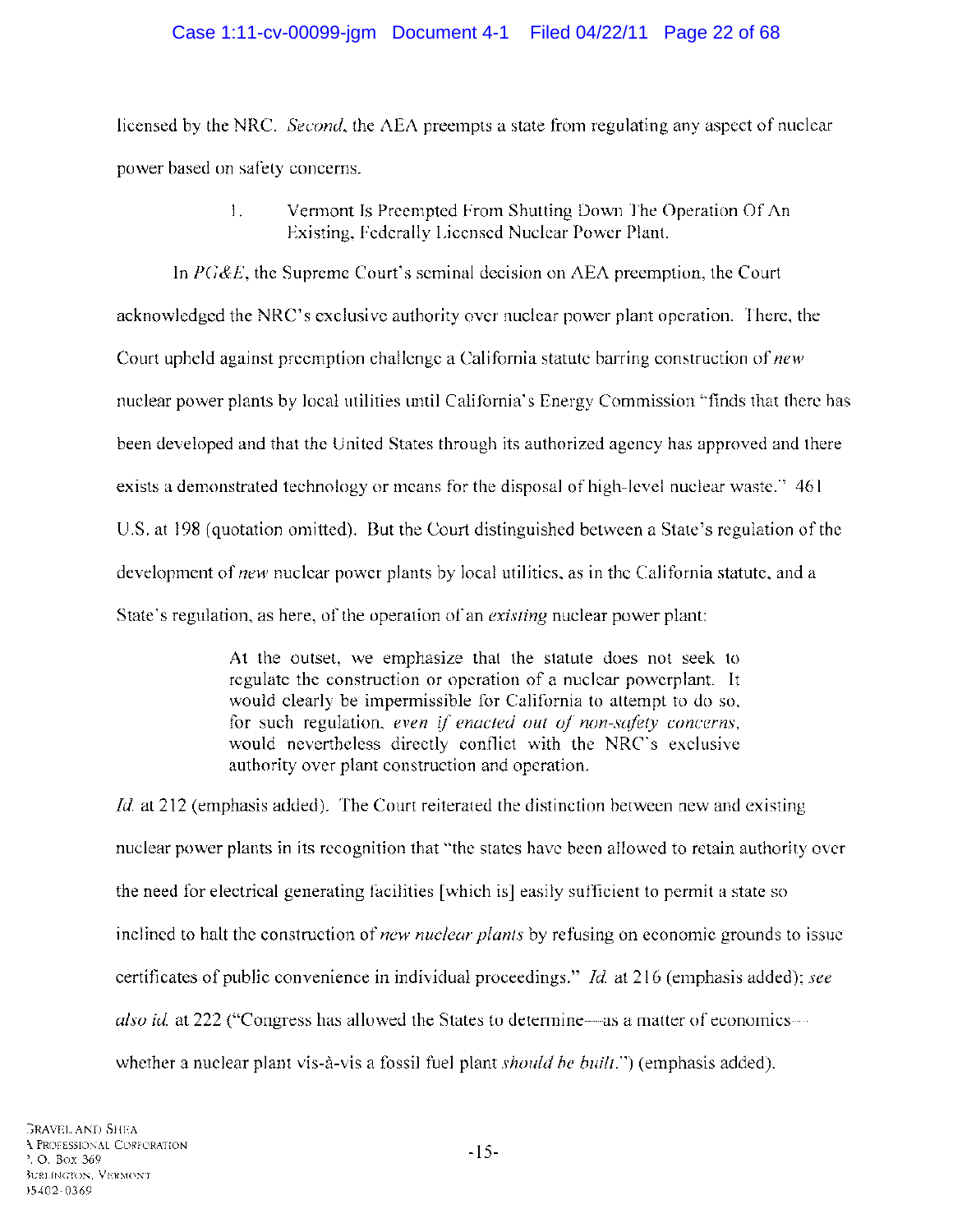licensed by the NRC. *Second*, the AEA preempts a state from regulating any aspect of nuclear power based on safety concerns.

### 1. Vermont Is Preempted From Shutting Down The Operation Of An Existing, Federally Licensed Nuclear Power Plant.

In *PG&E*, the Supreme Court's seminal decision on AEA preemption, the Court acknowledged the NRC's exclusive authority over nuclear power plant operation. There, the Court upheld against preemption challenge a California statute barring construction of *new* nuclear power plants by local utilities until California's Energy Commission "finds that there has been developed and that the United States through its authorized agency has approved and there exists a demonstrated technology or means for the disposal of high-level nuclear waste." 461 U.S. at 198 (quotation omitted). But the Court distinguished between a State's regulation of the development of *new* nuclear power plants by local utilities, as in the California statute, and a State's regulation, as here, of the operation of an *existing* nuclear power plant:

> At the outset, we emphasize that the statute does not seek to regulate the construction or operation of a nuclear powerplant. It would clearly be impermissible for California to attempt to do so, for such regulation, *even if enacted out of non-safety concerns*, would nevertheless directly conflict with the NRC's exclusive authority over plant construction and operation.

*Id.* at 212 (emphasis added). The Court reiterated the distinction between new and existing nuclear power plants in its recognition that "the states have been allowed to retain authority over the need for electrical generating facilities [which is] easily sufficient to permit a state so inclined to halt the construction of *new nuclear plants* by refusing on economic grounds to issue certificates of public convenience in individual proceedings." *Id.* at 216 (emphasis added); *see also id.* at 222 ("Congress has allowed the States to determine—as a matter of economics—whether a nuclear plant vis-à-vis a fossil fuel plant *should be built*.") (emphasis added).

GRAVEL AND SHEA
A PROFESSIONAL CORPORATION
P. O. BOX 369
BURLINGTON, VERMONT
05402-0369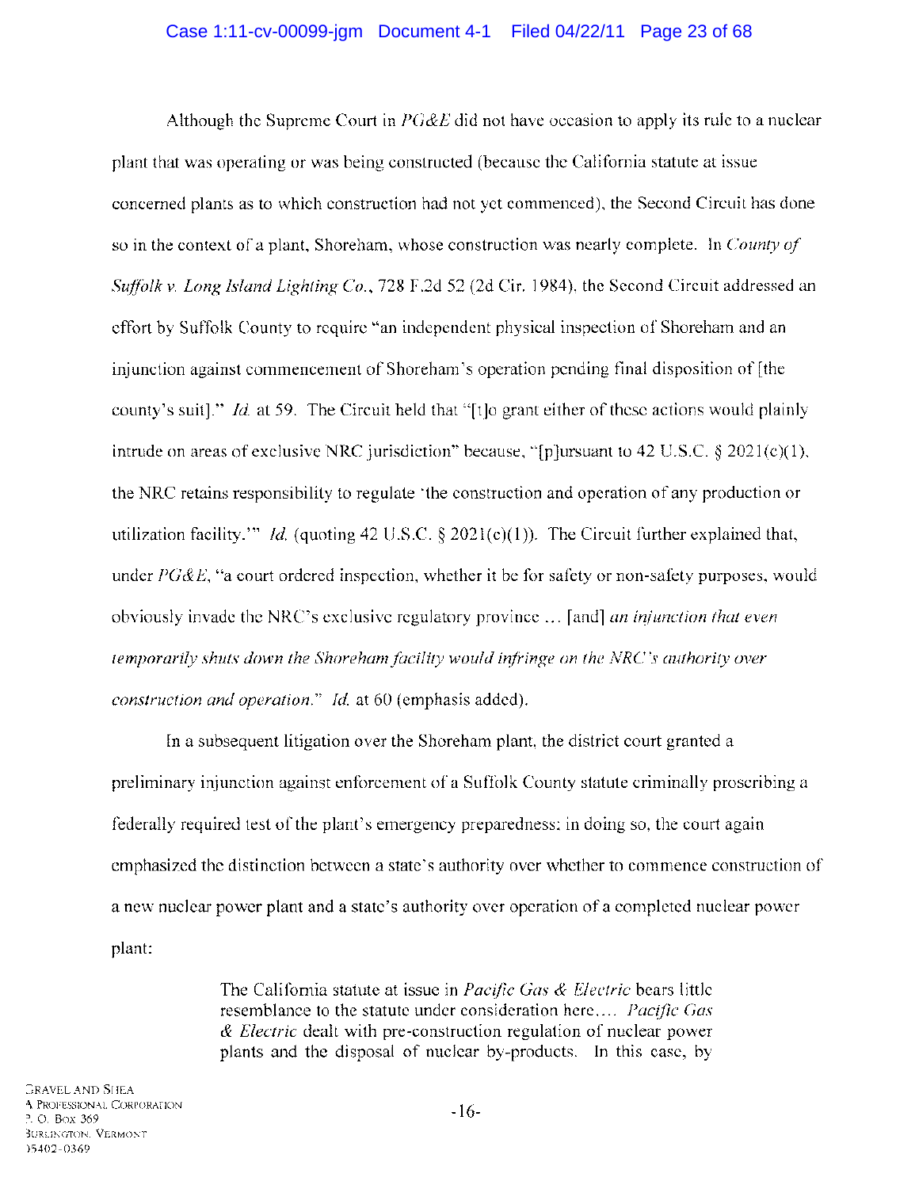Although the Supreme Court in *PG&E* did not have occasion to apply its rule to a nuclear plant that was operating or was being constructed (because the California statute at issue concerned plants as to which construction had not yet commenced), the Second Circuit has done so in the context of a plant, Shoreham, whose construction was nearly complete. In *County of Suffolk v. Long Island Lighting Co.*, 728 F.2d 52 (2d Cir. 1984), the Second Circuit addressed an effort by Suffolk County to require "an independent physical inspection of Shoreham and an injunction against commencement of Shoreham's operation pending final disposition of [the county's suit]." *Id.* at 59. The Circuit held that "[t]o grant either of these actions would plainly intrude on areas of exclusive NRC jurisdiction" because, "[p]ursuant to 42 U.S.C. § 2021(c)(1), the NRC retains responsibility to regulate 'the construction and operation of any production or utilization facility.'" *Id.* (quoting 42 U.S.C. § 2021(c)(1)). The Circuit further explained that, under *PG&E*, "a court ordered inspection, whether it be for safety or non-safety purposes, would obviously invade the NRC's exclusive regulatory province ... [and] *an injunction that even temporarily shuts down the Shoreham facility would infringe on the NRC's authority over construction and operation.*" *Id.* at 60 (emphasis added).

In a subsequent litigation over the Shoreham plant, the district court granted a preliminary injunction against enforcement of a Suffolk County statute criminally proscribing a federally required test of the plant's emergency preparedness; in doing so, the court again emphasized the distinction between a state's authority over whether to commence construction of a new nuclear power plant and a state's authority over operation of a completed nuclear power plant:

> The California statute at issue in *Pacific Gas & Electric* bears little resemblance to the statute under consideration here.... *Pacific Gas & Electric* dealt with pre-construction regulation of nuclear power plants and the disposal of nuclear by-products. In this case, by

GRAVEL AND SHEA
A PROFESSIONAL CORPORATION
P. O. BOX 369
BURLINGTON, VERMONT
05402-0369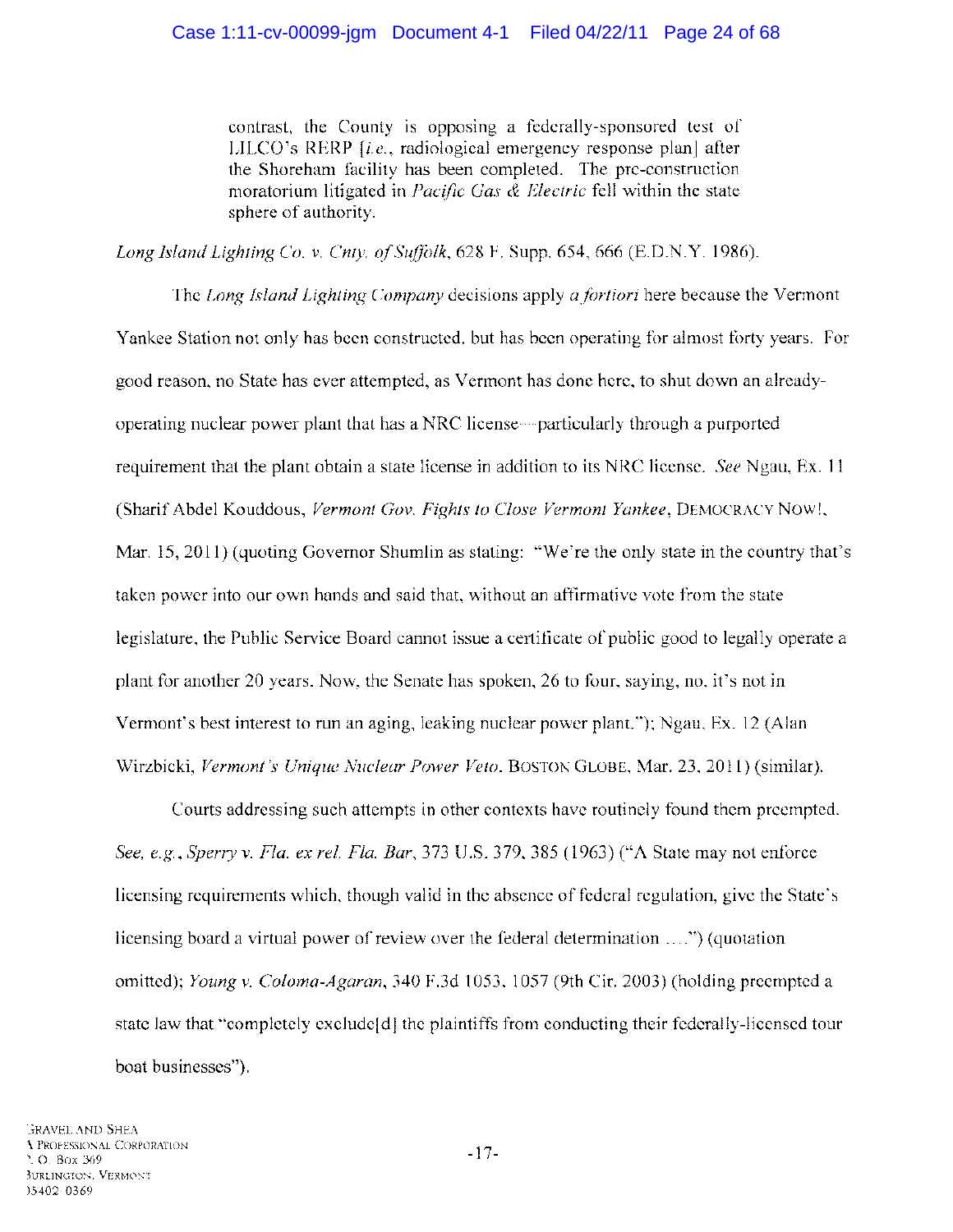> contrast, the County is opposing a federally-sponsored test of LILCO's RERP [*i.e.*, radiological emergency response plan] after the Shoreham facility has been completed. The pre-construction moratorium litigated in *Pacific Gas & Electric* fell within the state sphere of authority.

*Long Island Lighting Co. v. Cnty. of Suffolk*, 628 F. Supp. 654, 666 (E.D.N.Y. 1986).

The *Long Island Lighting Company* decisions apply *a fortiori* here because the Vermont Yankee Station not only has been constructed, but has been operating for almost forty years. For good reason, no State has ever attempted, as Vermont has done here, to shut down an already-operating nuclear power plant that has a NRC license—particularly through a purported requirement that the plant obtain a state license in addition to its NRC license. *See* Ngau, Ex. 11 (Sharif Abdel Kouddous, *Vermont Gov. Fights to Close Vermont Yankee*, DEMOCRACY NOW!, Mar. 15, 2011) (quoting Governor Shumlin as stating: "We're the only state in the country that's taken power into our own hands and said that, without an affirmative vote from the state legislature, the Public Service Board cannot issue a certificate of public good to legally operate a plant for another 20 years. Now, the Senate has spoken, 26 to four, saying, no, it's not in Vermont's best interest to run an aging, leaking nuclear power plant."); Ngau, Ex. 12 (Alan Wirzbicki, *Vermont's Unique Nuclear Power Veto*, BOSTON GLOBE, Mar. 23, 2011) (similar).

Courts addressing such attempts in other contexts have routinely found them preempted. *See, e.g.*, *Sperry v. Fla. ex rel. Fla. Bar*, 373 U.S. 379, 385 (1963) ("A State may not enforce licensing requirements which, though valid in the absence of federal regulation, give the State's licensing board a virtual power of review over the federal determination ....") (quotation omitted); *Young v. Coloma-Agaran*, 340 F.3d 1053, 1057 (9th Cir. 2003) (holding preempted a state law that "completely exclude[d] the plaintiffs from conducting their federally-licensed tour boat businesses").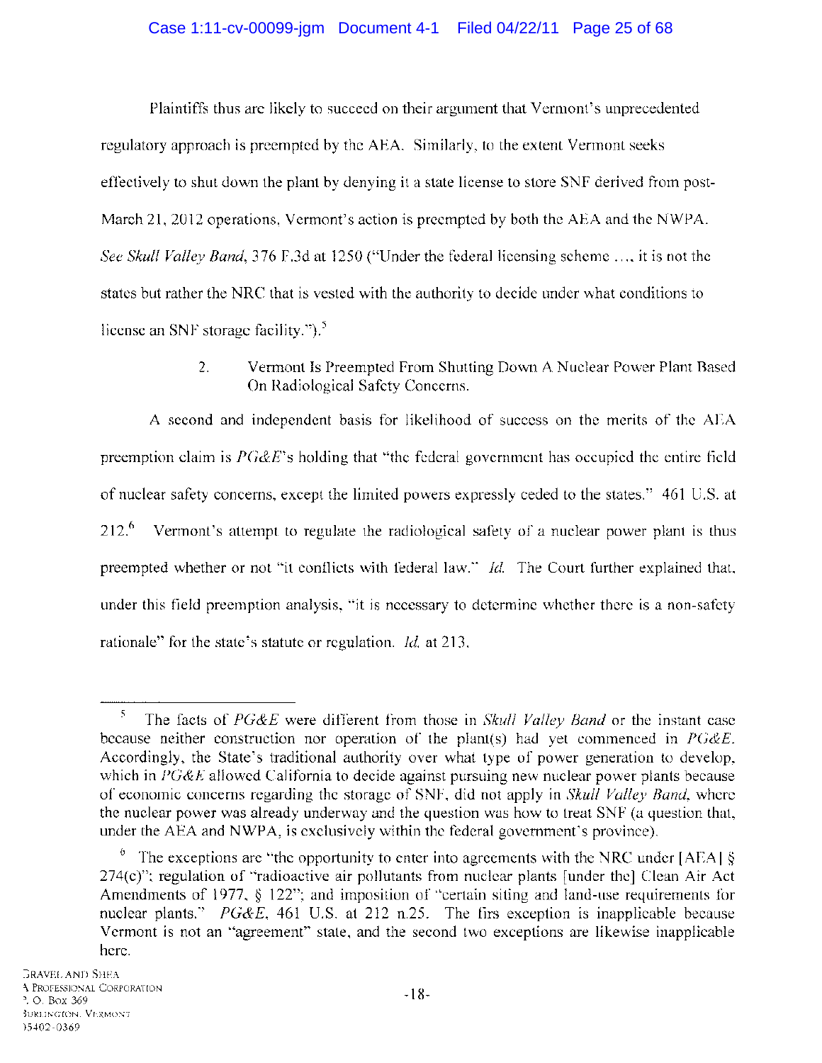Plaintiffs thus are likely to succeed on their argument that Vermont's unprecedented regulatory approach is preempted by the AEA. Similarly, to the extent Vermont seeks effectively to shut down the plant by denying it a state license to store SNF derived from post-March 21, 2012 operations, Vermont's action is preempted by both the AEA and the NWPA. *See Skull Valley Band*, 376 F.3d at 1250 ("Under the federal licensing scheme .... it is not the states but rather the NRC that is vested with the authority to decide under what conditions to license an SNF storage facility.").[5]

2. Vermont Is Preempted From Shutting Down A Nuclear Power Plant Based On Radiological Safety Concerns.

A second and independent basis for likelihood of success on the merits of the AEA preemption claim is *PG&E*'s holding that "the federal government has occupied the entire field of nuclear safety concerns, except the limited powers expressly ceded to the states." 461 U.S. at 212.[6] Vermont's attempt to regulate the radiological safety of a nuclear power plant is thus preempted whether or not "it conflicts with federal law." *Id.* The Court further explained that, under this field preemption analysis, "it is necessary to determine whether there is a non-safety rationale" for the state's statute or regulation. *Id.* at 213.

---

[5] The facts of *PG&E* were different from those in *Skull Valley Band* or the instant case because neither construction nor operation of the plant(s) had yet commenced in *PG&E*. Accordingly, the State's traditional authority over what type of power generation to develop, which in *PG&E* allowed California to decide against pursuing new nuclear power plants because of economic concerns regarding the storage of SNF, did not apply in *Skull Valley Band*, where the nuclear power was already underway and the question was how to treat SNF (a question that, under the AEA and NWPA, is exclusively within the federal government's province).

[6] The exceptions are "the opportunity to enter into agreements with the NRC under [AEA] § 274(c)"; regulation of "radioactive air pollutants from nuclear plants [under the] Clean Air Act Amendments of 1977, § 122"; and imposition of "certain siting and land-use requirements for nuclear plants." *PG&E*, 461 U.S. at 212 n.25. The firs exception is inapplicable because Vermont is not an "agreement" state, and the second two exceptions are likewise inapplicable here.

GRAVEL AND SHEA
A PROFESSIONAL CORPORATION
P. O. Box 369
BURLINGTON, VERMONT
05402-0369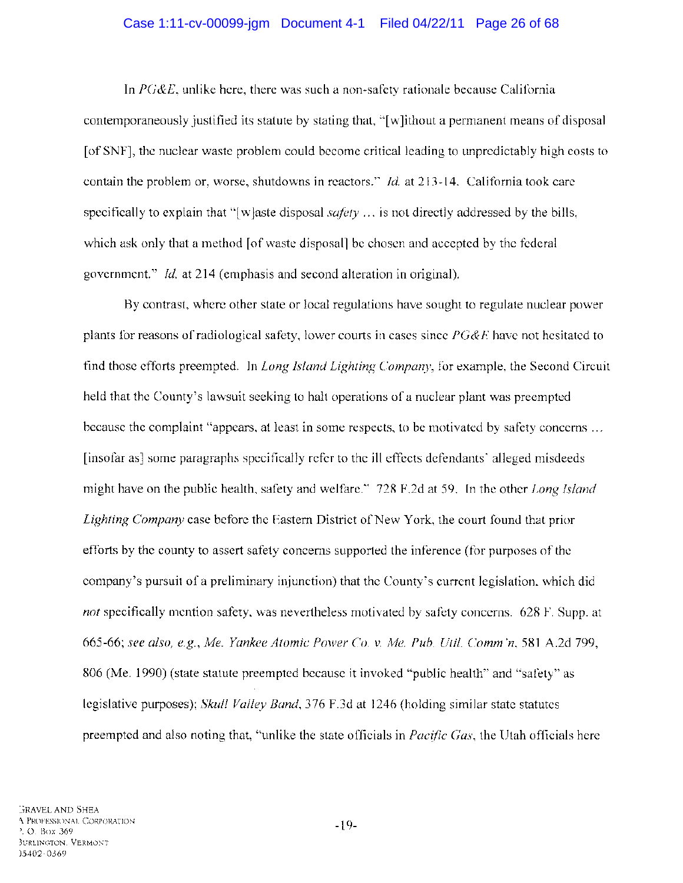In *PG&E*, unlike here, there was such a non-safety rationale because California contemporaneously justified its statute by stating that, "[w]ithout a permanent means of disposal [of SNF], the nuclear waste problem could become critical leading to unpredictably high costs to contain the problem or, worse, shutdowns in reactors." *Id.* at 213-14. California took care specifically to explain that "[w]aste disposal *safety* … is not directly addressed by the bills, which ask only that a method [of waste disposal] be chosen and accepted by the federal government." *Id.* at 214 (emphasis and second alteration in original).

By contrast, where other state or local regulations have sought to regulate nuclear power plants for reasons of radiological safety, lower courts in cases since *PG&E* have not hesitated to find those efforts preempted. In *Long Island Lighting Company*, for example, the Second Circuit held that the County's lawsuit seeking to halt operations of a nuclear plant was preempted because the complaint "appears, at least in some respects, to be motivated by safety concerns … [insofar as] some paragraphs specifically refer to the ill effects defendants' alleged misdeeds might have on the public health, safety and welfare." 728 F.2d at 59. In the other *Long Island Lighting Company* case before the Eastern District of New York, the court found that prior efforts by the county to assert safety concerns supported the inference (for purposes of the company's pursuit of a preliminary injunction) that the County's current legislation, which did *not* specifically mention safety, was nevertheless motivated by safety concerns. 628 F. Supp. at 665-66; *see also, e.g.*, *Me. Yankee Atomic Power Co. v. Me. Pub. Util. Comm'n*, 581 A.2d 799, 806 (Me. 1990) (state statute preempted because it invoked "public health" and "safety" as legislative purposes); *Skull Valley Band*, 376 F.3d at 1246 (holding similar state statutes preempted and also noting that, "unlike the state officials in *Pacific Gas*, the Utah officials here

GRAVEL AND SHEA
A PROFESSIONAL CORPORATION
P. O. BOX 369
BURLINGTON, VERMONT
05402-0369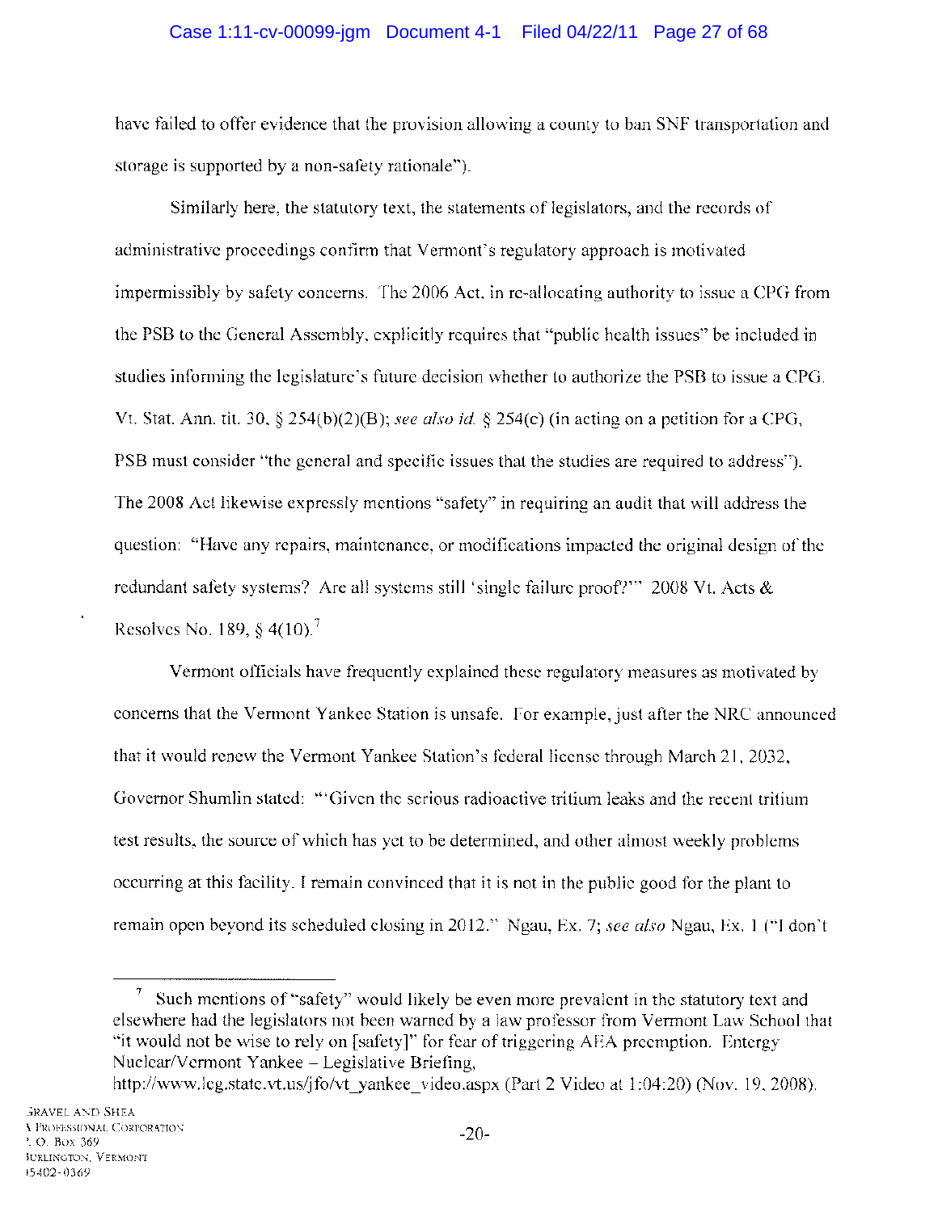have failed to offer evidence that the provision allowing a county to ban SNF transportation and storage is supported by a non-safety rationale").

Similarly here, the statutory text, the statements of legislators, and the records of administrative proceedings confirm that Vermont's regulatory approach is motivated impermissibly by safety concerns. The 2006 Act, in re-allocating authority to issue a CPG from the PSB to the General Assembly, explicitly requires that "public health issues" be included in studies informing the legislature's future decision whether to authorize the PSB to issue a CPG. Vt. Stat. Ann. tit. 30, § 254(b)(2)(B); *see also id.* § 254(c) (in acting on a petition for a CPG, PSB must consider "the general and specific issues that the studies are required to address"). The 2008 Act likewise expressly mentions "safety" in requiring an audit that will address the question: "Have any repairs, maintenance, or modifications impacted the original design of the redundant safety systems? Are all systems still 'single failure proof?'" 2008 Vt. Acts & Resolves No. 189, § 4(10).[7]

Vermont officials have frequently explained these regulatory measures as motivated by concerns that the Vermont Yankee Station is unsafe. For example, just after the NRC announced that it would renew the Vermont Yankee Station's federal license through March 21, 2032, Governor Shumlin stated: "'Given the serious radioactive tritium leaks and the recent tritium test results, the source of which has yet to be determined, and other almost weekly problems occurring at this facility. I remain convinced that it is not in the public good for the plant to remain open beyond its scheduled closing in 2012." Ngau, Ex. 7; *see also* Ngau, Ex. 1 ("I don't

---

[7] Such mentions of "safety" would likely be even more prevalent in the statutory text and elsewhere had the legislators not been warned by a law professor from Vermont Law School that "it would not be wise to rely on [safety]" for fear of triggering AEA preemption. Entergy Nuclear/Vermont Yankee – Legislative Briefing, http://www.leg.state.vt.us/jfo/vt_yankee_video.aspx (Part 2 Video at 1:04:20) (Nov. 19, 2008).

GRAVEL AND SHEA
A PROFESSIONAL CORPORATION
P. O. BOX 369
BURLINGTON, VERMONT
05402-0369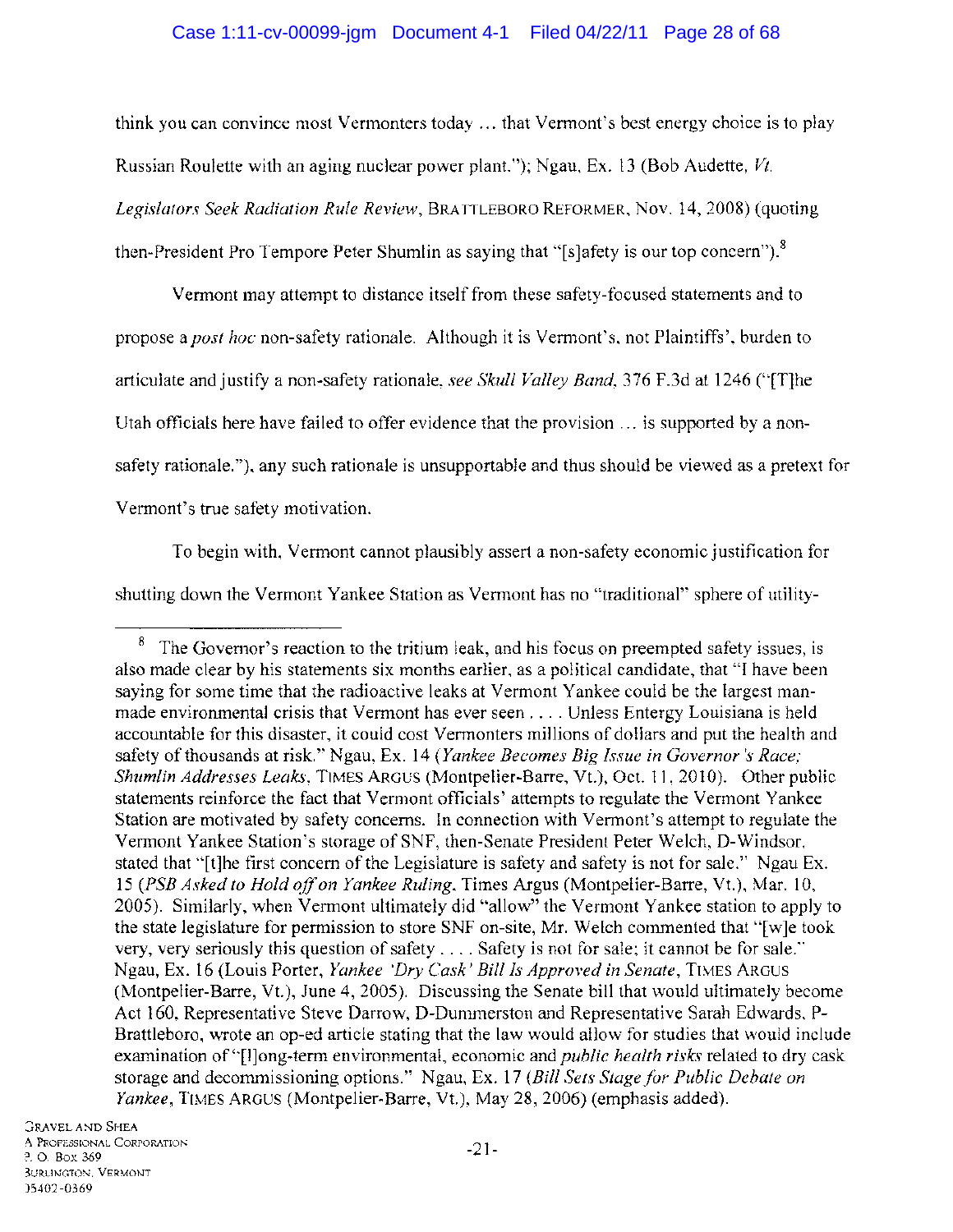think you can convince most Vermonters today … that Vermont's best energy choice is to play Russian Roulette with an aging nuclear power plant."); Ngau, Ex. 13 (Bob Audette, *Vt. Legislators Seek Radiation Rule Review*, BRATTLEBORO REFORMER, Nov. 14, 2008) (quoting then-President Pro Tempore Peter Shumlin as saying that "[s]afety is our top concern").[8]

Vermont may attempt to distance itself from these safety-focused statements and to propose a *post hoc* non-safety rationale. Although it is Vermont's, not Plaintiffs', burden to articulate and justify a non-safety rationale, *see Skull Valley Band*, 376 F.3d at 1246 ("[T]he Utah officials here have failed to offer evidence that the provision … is supported by a non-safety rationale."), any such rationale is unsupportable and thus should be viewed as a pretext for Vermont's true safety motivation.

To begin with, Vermont cannot plausibly assert a non-safety economic justification for shutting down the Vermont Yankee Station as Vermont has no "traditional" sphere of utility-

---

[8] The Governor's reaction to the tritium leak, and his focus on preempted safety issues, is also made clear by his statements six months earlier, as a political candidate, that "I have been saying for some time that the radioactive leaks at Vermont Yankee could be the largest man-made environmental crisis that Vermont has ever seen . . . . Unless Entergy Louisiana is held accountable for this disaster, it could cost Vermonters millions of dollars and put the health and safety of thousands at risk." Ngau, Ex. 14 (*Yankee Becomes Big Issue in Governor's Race; Shumlin Addresses Leaks*, TIMES ARGUS (Montpelier-Barre, Vt.), Oct. 11, 2010). Other public statements reinforce the fact that Vermont officials' attempts to regulate the Vermont Yankee Station are motivated by safety concerns. In connection with Vermont's attempt to regulate the Vermont Yankee Station's storage of SNF, then-Senate President Peter Welch, D-Windsor, stated that "[t]he first concern of the Legislature is safety and safety is not for sale." Ngau Ex. 15 (*PSB Asked to Hold off on Yankee Ruling*, Times Argus (Montpelier-Barre, Vt.), Mar. 10, 2005). Similarly, when Vermont ultimately did "allow" the Vermont Yankee station to apply to the state legislature for permission to store SNF on-site, Mr. Welch commented that "[w]e took very, very seriously this question of safety . . . . Safety is not for sale; it cannot be for sale." Ngau, Ex. 16 (Louis Porter, *Yankee 'Dry Cask' Bill Is Approved in Senate*, TIMES ARGUS (Montpelier-Barre, Vt.), June 4, 2005). Discussing the Senate bill that would ultimately become Act 160, Representative Steve Darrow, D-Dummerston and Representative Sarah Edwards, P-Brattleboro, wrote an op-ed article stating that the law would allow for studies that would include examination of "[l]ong-term environmental, economic and *public health risks* related to dry cask storage and decommissioning options." Ngau, Ex. 17 (*Bill Sets Stage for Public Debate on Yankee*, TIMES ARGUS (Montpelier-Barre, Vt.), May 28, 2006) (emphasis added).

GRAVEL AND SHEA
A PROFESSIONAL CORPORATION
P. O. BOX 369
BURLINGTON, VERMONT
05402-0369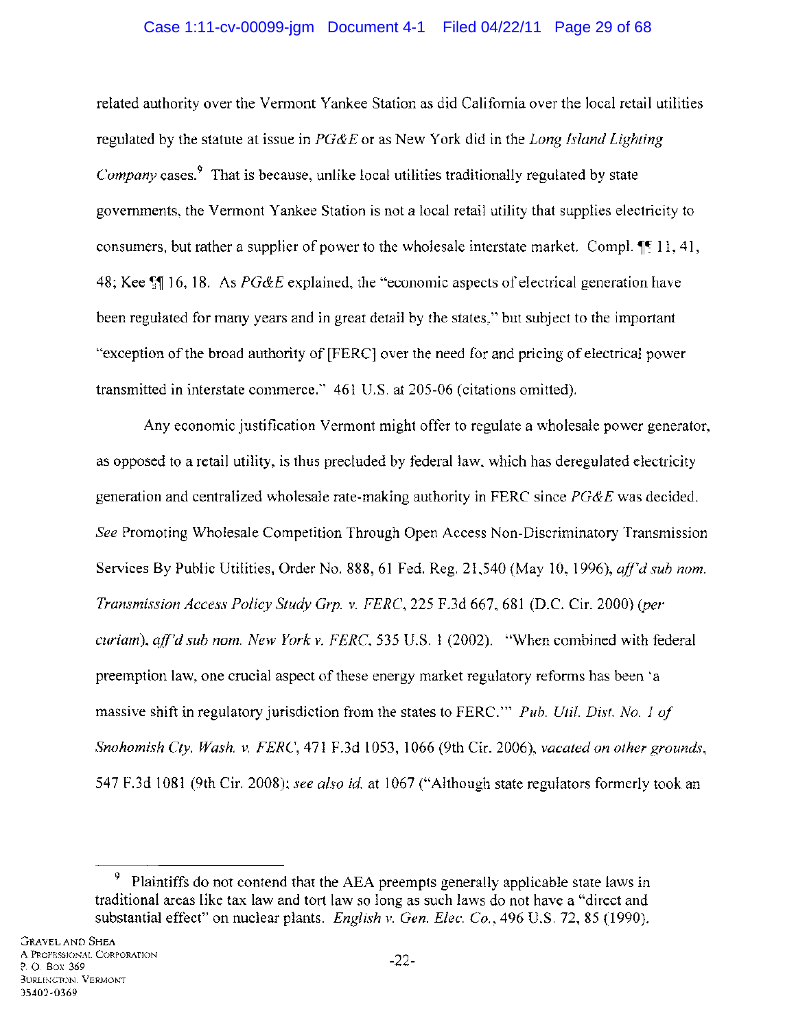related authority over the Vermont Yankee Station as did California over the local retail utilities regulated by the statute at issue in *PG&E* or as New York did in the *Long Island Lighting Company* cases.[9] That is because, unlike local utilities traditionally regulated by state governments, the Vermont Yankee Station is not a local retail utility that supplies electricity to consumers, but rather a supplier of power to the wholesale interstate market. Compl. ¶¶ 11, 41, 48; Kee ¶¶ 16, 18. As *PG&E* explained, the "economic aspects of electrical generation have been regulated for many years and in great detail by the states," but subject to the important "exception of the broad authority of [FERC] over the need for and pricing of electrical power transmitted in interstate commerce." 461 U.S. at 205-06 (citations omitted).

Any economic justification Vermont might offer to regulate a wholesale power generator, as opposed to a retail utility, is thus precluded by federal law, which has deregulated electricity generation and centralized wholesale rate-making authority in FERC since *PG&E* was decided. *See* Promoting Wholesale Competition Through Open Access Non-Discriminatory Transmission Services By Public Utilities, Order No. 888, 61 Fed. Reg. 21,540 (May 10, 1996), *aff'd sub nom. Transmission Access Policy Study Grp. v. FERC*, 225 F.3d 667, 681 (D.C. Cir. 2000) (*per curiam*), *aff'd sub nom. New York v. FERC*, 535 U.S. 1 (2002). "When combined with federal preemption law, one crucial aspect of these energy market regulatory reforms has been 'a massive shift in regulatory jurisdiction from the states to FERC.'" *Pub. Util. Dist. No. 1 of Snohomish Cty. Wash. v. FERC*, 471 F.3d 1053, 1066 (9th Cir. 2006), *vacated on other grounds*, 547 F.3d 1081 (9th Cir. 2008); *see also id.* at 1067 ("Although state regulators formerly took an

---

[9] Plaintiffs do not contend that the AEA preempts generally applicable state laws in traditional areas like tax law and tort law so long as such laws do not have a "direct and substantial effect" on nuclear plants. *English v. Gen. Elec. Co.*, 496 U.S. 72, 85 (1990).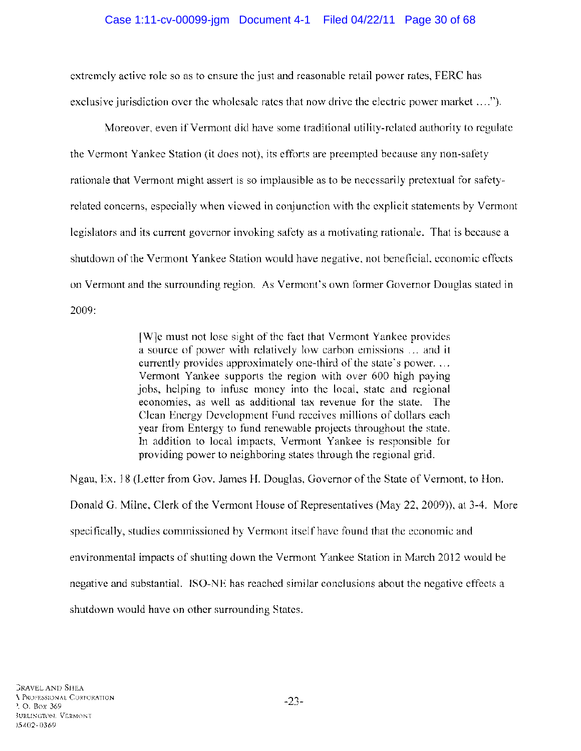extremely active role so as to ensure the just and reasonable retail power rates, FERC has exclusive jurisdiction over the wholesale rates that now drive the electric power market ….").

Moreover, even if Vermont did have some traditional utility-related authority to regulate the Vermont Yankee Station (it does not), its efforts are preempted because any non-safety rationale that Vermont might assert is so implausible as to be necessarily pretextual for safety-related concerns, especially when viewed in conjunction with the explicit statements by Vermont legislators and its current governor invoking safety as a motivating rationale. That is because a shutdown of the Vermont Yankee Station would have negative, not beneficial, economic effects on Vermont and the surrounding region. As Vermont's own former Governor Douglas stated in 2009:

> [W]e must not lose sight of the fact that Vermont Yankee provides a source of power with relatively low carbon emissions … and it currently provides approximately one-third of the state's power. … Vermont Yankee supports the region with over 600 high paying jobs, helping to infuse money into the local, state and regional economies, as well as additional tax revenue for the state. The Clean Energy Development Fund receives millions of dollars each year from Entergy to fund renewable projects throughout the state. In addition to local impacts, Vermont Yankee is responsible for providing power to neighboring states through the regional grid.

Ngau, Ex. 18 (Letter from Gov. James H. Douglas, Governor of the State of Vermont, to Hon. Donald G. Milne, Clerk of the Vermont House of Representatives (May 22, 2009)), at 3-4. More specifically, studies commissioned by Vermont itself have found that the economic and environmental impacts of shutting down the Vermont Yankee Station in March 2012 would be negative and substantial. ISO-NE has reached similar conclusions about the negative effects a shutdown would have on other surrounding States.

GRAVEL AND SHEA
A PROFESSIONAL CORPORATION
P. O. BOX 369
BURLINGTON, VERMONT
05402-0369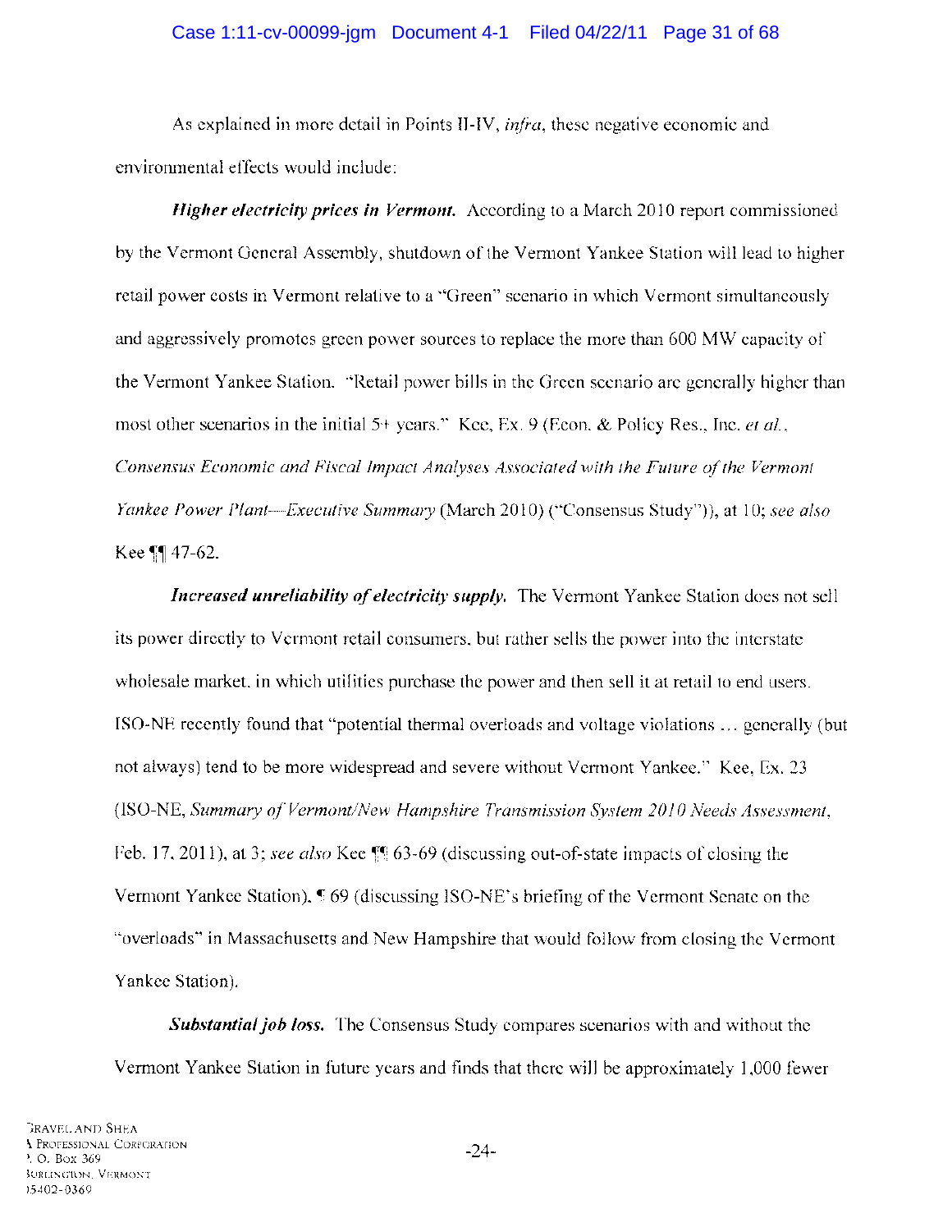As explained in more detail in Points II-IV, *infra*, these negative economic and environmental effects would include:

***Higher electricity prices in Vermont.*** According to a March 2010 report commissioned by the Vermont General Assembly, shutdown of the Vermont Yankee Station will lead to higher retail power costs in Vermont relative to a "Green" scenario in which Vermont simultaneously and aggressively promotes green power sources to replace the more than 600 MW capacity of the Vermont Yankee Station. "Retail power bills in the Green scenario are generally higher than most other scenarios in the initial 5+ years." Kee, Ex. 9 (Econ. & Policy Res., Inc. *et al.*, *Consensus Economic and Fiscal Impact Analyses Associated with the Future of the Vermont Yankee Power Plant—Executive Summary* (March 2010) ("Consensus Study")), at 10; *see also* Kee ¶¶ 47-62.

***Increased unreliability of electricity supply.*** The Vermont Yankee Station does not sell its power directly to Vermont retail consumers, but rather sells the power into the interstate wholesale market, in which utilities purchase the power and then sell it at retail to end users. ISO-NE recently found that "potential thermal overloads and voltage violations … generally (but not always) tend to be more widespread and severe without Vermont Yankee." Kee, Ex. 23 (ISO-NE, *Summary of Vermont/New Hampshire Transmission System 2010 Needs Assessment*, Feb. 17, 2011), at 3; *see also* Kee ¶¶ 63-69 (discussing out-of-state impacts of closing the Vermont Yankee Station), ¶ 69 (discussing ISO-NE's briefing of the Vermont Senate on the "overloads" in Massachusetts and New Hampshire that would follow from closing the Vermont Yankee Station).

***Substantial job loss.*** The Consensus Study compares scenarios with and without the Vermont Yankee Station in future years and finds that there will be approximately 1,000 fewer

GRAVEL AND SHEA
A PROFESSIONAL CORPORATION
P. O. BOX 369
BURLINGTON, VERMONT
05402-0369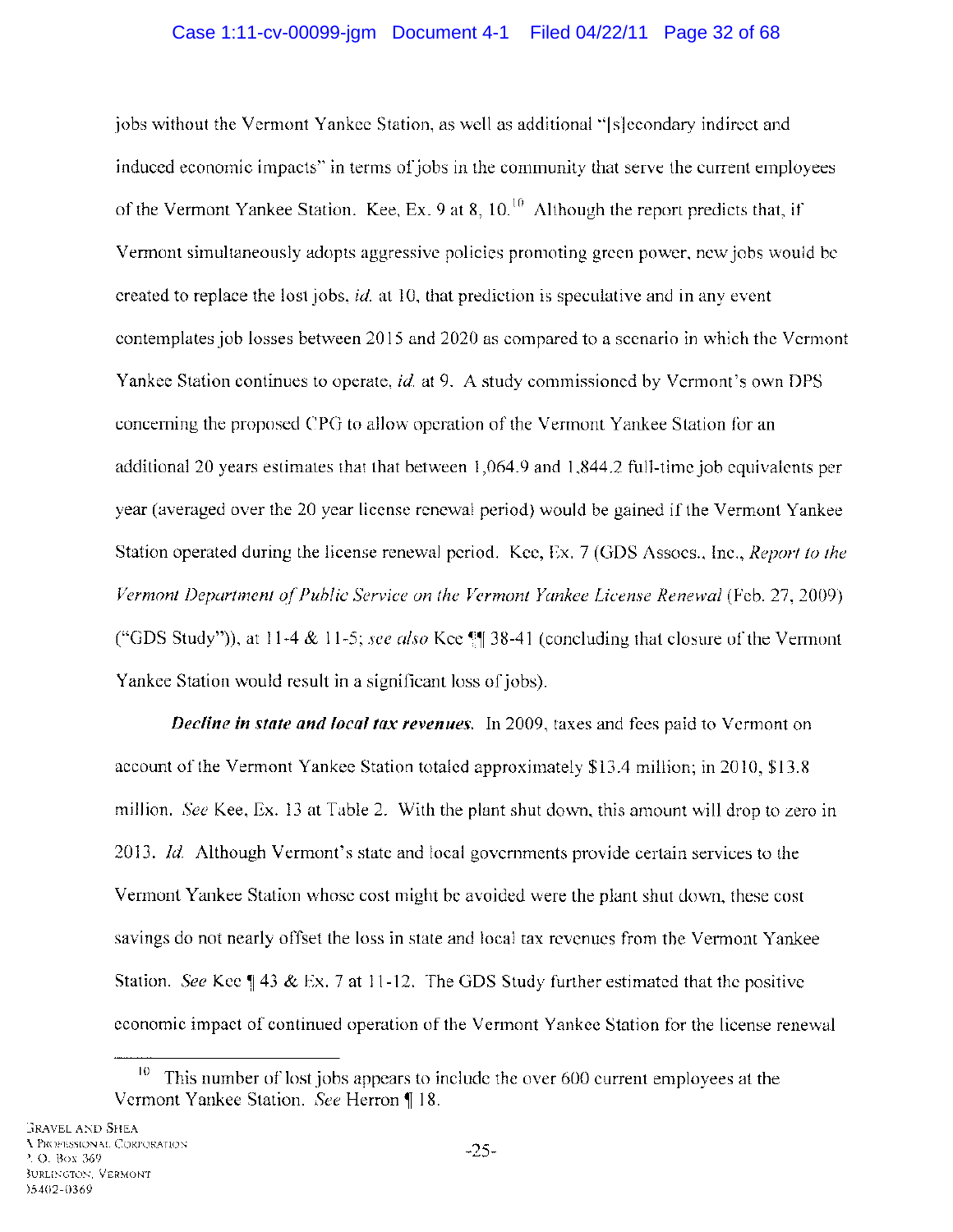jobs without the Vermont Yankee Station, as well as additional "[s]econdary indirect and induced economic impacts" in terms of jobs in the community that serve the current employees of the Vermont Yankee Station. Kee, Ex. 9 at 8, 10.[10] Although the report predicts that, if Vermont simultaneously adopts aggressive policies promoting green power, new jobs would be created to replace the lost jobs, *id.* at 10, that prediction is speculative and in any event contemplates job losses between 2015 and 2020 as compared to a scenario in which the Vermont Yankee Station continues to operate, *id.* at 9. A study commissioned by Vermont's own DPS concerning the proposed CPG to allow operation of the Vermont Yankee Station for an additional 20 years estimates that that between 1,064.9 and 1,844.2 full-time job equivalents per year (averaged over the 20 year license renewal period) would be gained if the Vermont Yankee Station operated during the license renewal period. Kee, Ex. 7 (GDS Assocs., Inc., *Report to the Vermont Department of Public Service on the Vermont Yankee License Renewal* (Feb. 27, 2009) ("GDS Study")), at 11-4 & 11-5; *see also* Kee ¶¶ 38-41 (concluding that closure of the Vermont Yankee Station would result in a significant loss of jobs).

***Decline in state and local tax revenues.*** In 2009, taxes and fees paid to Vermont on account of the Vermont Yankee Station totaled approximately $13.4 million; in 2010, $13.8 million. *See* Kee, Ex. 13 at Table 2. With the plant shut down, this amount will drop to zero in 2013. *Id.* Although Vermont's state and local governments provide certain services to the Vermont Yankee Station whose cost might be avoided were the plant shut down, these cost savings do not nearly offset the loss in state and local tax revenues from the Vermont Yankee Station. *See* Kee ¶ 43 & Ex. 7 at 11-12. The GDS Study further estimated that the positive economic impact of continued operation of the Vermont Yankee Station for the license renewal

---

[10] This number of lost jobs appears to include the over 600 current employees at the Vermont Yankee Station. *See* Herron ¶ 18.

GRAVEL AND SHEA
A PROFESSIONAL CORPORATION
P. O. BOX 369
BURLINGTON, VERMONT
05402-0369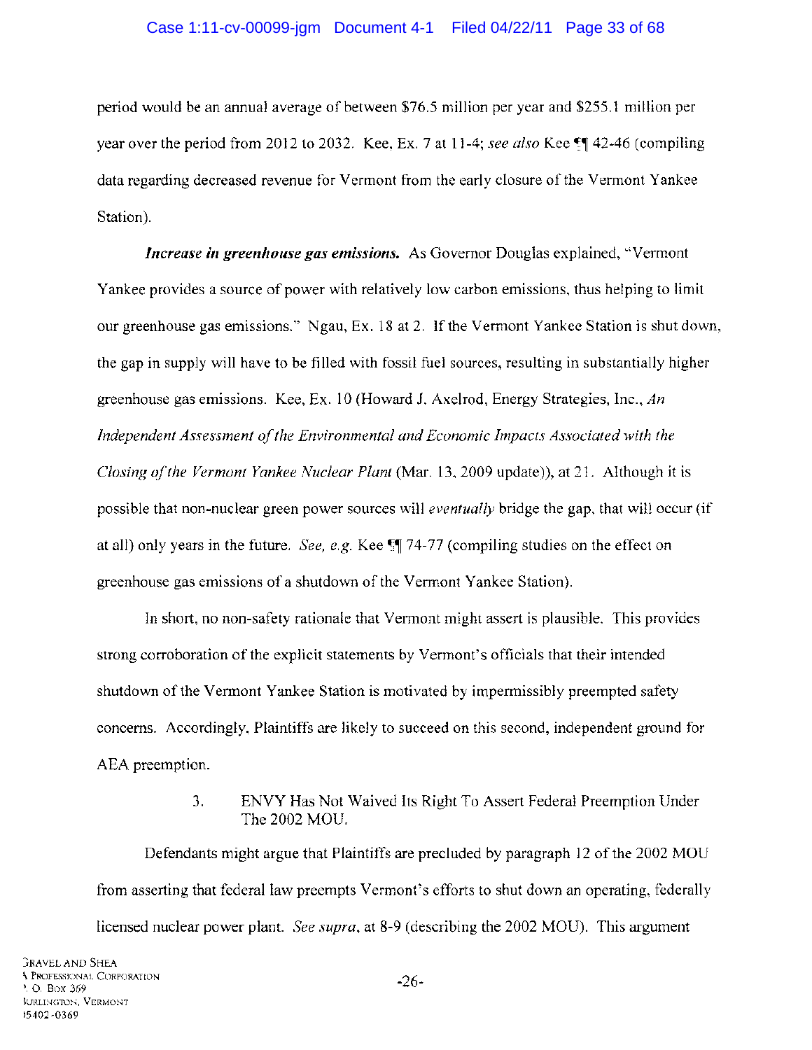period would be an annual average of between $76.5 million per year and $255.1 million per year over the period from 2012 to 2032. Kee, Ex. 7 at 11-4; *see also* Kee ¶¶ 42-46 (compiling data regarding decreased revenue for Vermont from the early closure of the Vermont Yankee Station).

***Increase in greenhouse gas emissions.*** As Governor Douglas explained, "Vermont Yankee provides a source of power with relatively low carbon emissions, thus helping to limit our greenhouse gas emissions." Ngau, Ex. 18 at 2. If the Vermont Yankee Station is shut down, the gap in supply will have to be filled with fossil fuel sources, resulting in substantially higher greenhouse gas emissions. Kee, Ex. 10 (Howard J. Axelrod, Energy Strategies, Inc., *An Independent Assessment of the Environmental and Economic Impacts Associated with the Closing of the Vermont Yankee Nuclear Plant* (Mar. 13, 2009 update)), at 21. Although it is possible that non-nuclear green power sources will *eventually* bridge the gap, that will occur (if at all) only years in the future. *See, e.g.* Kee ¶¶ 74-77 (compiling studies on the effect on greenhouse gas emissions of a shutdown of the Vermont Yankee Station).

In short, no non-safety rationale that Vermont might assert is plausible. This provides strong corroboration of the explicit statements by Vermont's officials that their intended shutdown of the Vermont Yankee Station is motivated by impermissibly preempted safety concerns. Accordingly, Plaintiffs are likely to succeed on this second, independent ground for AEA preemption.

3. ENVY Has Not Waived Its Right To Assert Federal Preemption Under The 2002 MOU.

Defendants might argue that Plaintiffs are precluded by paragraph 12 of the 2002 MOU from asserting that federal law preempts Vermont's efforts to shut down an operating, federally licensed nuclear power plant. *See supra*, at 8-9 (describing the 2002 MOU). This argument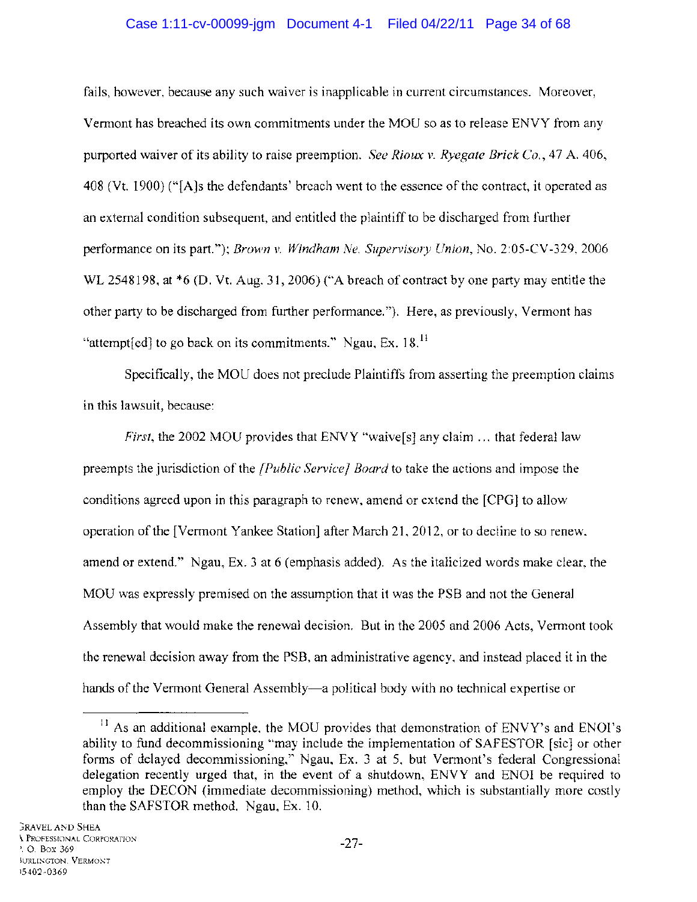fails, however, because any such waiver is inapplicable in current circumstances. Moreover, Vermont has breached its own commitments under the MOU so as to release ENVY from any purported waiver of its ability to raise preemption. *See Rioux v. Ryegate Brick Co.*, 47 A. 406, 408 (Vt. 1900) ("[A]s the defendants' breach went to the essence of the contract, it operated as an external condition subsequent, and entitled the plaintiff to be discharged from further performance on its part."); *Brown v. Windham Ne. Supervisory Union*, No. 2:05-CV-329, 2006 WL 2548198, at *6 (D. Vt. Aug. 31, 2006) ("A breach of contract by one party may entitle the other party to be discharged from further performance."). Here, as previously, Vermont has "attempt[ed] to go back on its commitments." Ngau, Ex. 18.[11]

Specifically, the MOU does not preclude Plaintiffs from asserting the preemption claims in this lawsuit, because:

*First*, the 2002 MOU provides that ENVY "waive[s] any claim ... that federal law preempts the jurisdiction of the *[Public Service] Board* to take the actions and impose the conditions agreed upon in this paragraph to renew, amend or extend the [CPG] to allow operation of the [Vermont Yankee Station] after March 21, 2012, or to decline to so renew, amend or extend." Ngau, Ex. 3 at 6 (emphasis added). As the italicized words make clear, the MOU was expressly premised on the assumption that it was the PSB and not the General Assembly that would make the renewal decision. But in the 2005 and 2006 Acts, Vermont took the renewal decision away from the PSB, an administrative agency, and instead placed it in the hands of the Vermont General Assembly—a political body with no technical expertise or

[11] As an additional example, the MOU provides that demonstration of ENVY's and ENOI's ability to fund decommissioning "may include the implementation of SAFESTOR [sic] or other forms of delayed decommissioning," Ngau, Ex. 3 at 5, but Vermont's federal Congressional delegation recently urged that, in the event of a shutdown, ENVY and ENOI be required to employ the DECON (immediate decommissioning) method, which is substantially more costly than the SAFSTOR method. Ngau, Ex. 10.

GRAVEL AND SHEA
A PROFESSIONAL CORPORATION
P. O. BOX 369
BURLINGTON, VERMONT
05402-0369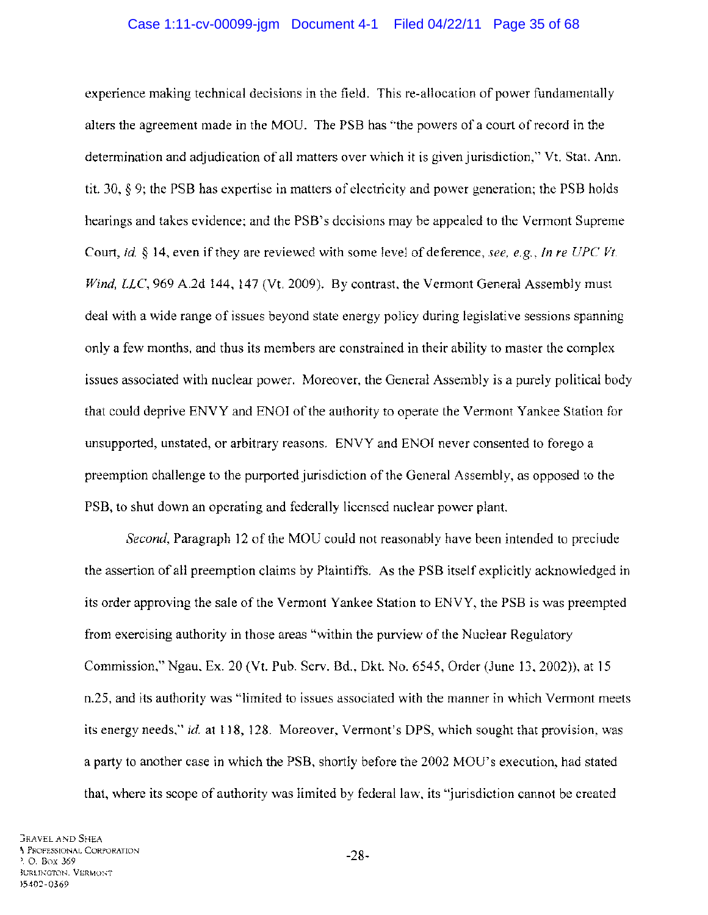experience making technical decisions in the field. This re-allocation of power fundamentally alters the agreement made in the MOU. The PSB has "the powers of a court of record in the determination and adjudication of all matters over which it is given jurisdiction," Vt. Stat. Ann. tit. 30, § 9; the PSB has expertise in matters of electricity and power generation; the PSB holds hearings and takes evidence; and the PSB's decisions may be appealed to the Vermont Supreme Court, *id.* § 14, even if they are reviewed with some level of deference, *see, e.g.*, *In re UPC Vt. Wind, LLC*, 969 A.2d 144, 147 (Vt. 2009). By contrast, the Vermont General Assembly must deal with a wide range of issues beyond state energy policy during legislative sessions spanning only a few months, and thus its members are constrained in their ability to master the complex issues associated with nuclear power. Moreover, the General Assembly is a purely political body that could deprive ENVY and ENOI of the authority to operate the Vermont Yankee Station for unsupported, unstated, or arbitrary reasons. ENVY and ENOI never consented to forego a preemption challenge to the purported jurisdiction of the General Assembly, as opposed to the PSB, to shut down an operating and federally licensed nuclear power plant.

*Second*, Paragraph 12 of the MOU could not reasonably have been intended to preclude the assertion of all preemption claims by Plaintiffs. As the PSB itself explicitly acknowledged in its order approving the sale of the Vermont Yankee Station to ENVY, the PSB is was preempted from exercising authority in those areas "within the purview of the Nuclear Regulatory Commission," Ngau, Ex. 20 (Vt. Pub. Serv. Bd., Dkt. No. 6545, Order (June 13, 2002)), at 15 n.25, and its authority was "limited to issues associated with the manner in which Vermont meets its energy needs," *id.* at 118, 128. Moreover, Vermont's DPS, which sought that provision, was a party to another case in which the PSB, shortly before the 2002 MOU's execution, had stated that, where its scope of authority was limited by federal law, its "jurisdiction cannot be created

GRAVEL AND SHEA
A PROFESSIONAL CORPORATION
P. O. BOX 369
BURLINGTON, VERMONT
05402-0369